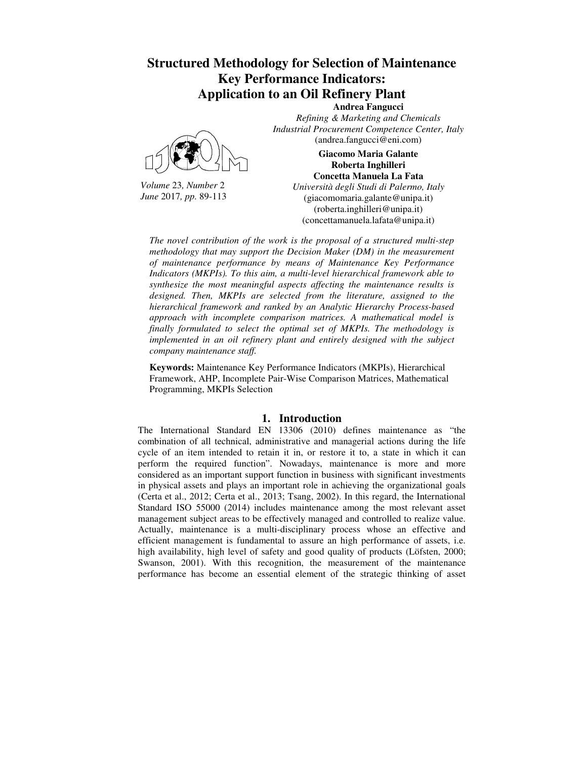# Structured Methodology for Selection of Maintenance Key Performance Indicators: Application to an Oil Refinery Plant

**Andrea Fangucci**
*Refining & Marketing and Chemicals*
*Industrial Procurement Competence Center, Italy*
(andrea.fangucci@eni.com)

**Giacomo Maria Galante**
**Roberta Inghilleri**
**Concetta Manuela La Fata**
*Università degli Studi di Palermo, Italy*
(giacomomaria.galante@unipa.it)
(roberta.inghilleri@unipa.it)
(concettamanuela.lafata@unipa.it)

*Volume 23, Number 2*
*June 2017, pp. 89-113*

*The novel contribution of the work is the proposal of a structured multi-step methodology that may support the Decision Maker (DM) in the measurement of maintenance performance by means of Maintenance Key Performance Indicators (MKPIs). To this aim, a multi-level hierarchical framework able to synthesize the most meaningful aspects affecting the maintenance results is designed. Then, MKPIs are selected from the literature, assigned to the hierarchical framework and ranked by an Analytic Hierarchy Process-based approach with incomplete comparison matrices. A mathematical model is finally formulated to select the optimal set of MKPIs. The methodology is implemented in an oil refinery plant and entirely designed with the subject company maintenance staff.*

**Keywords:** Maintenance Key Performance Indicators (MKPIs), Hierarchical Framework, AHP, Incomplete Pair-Wise Comparison Matrices, Mathematical Programming, MKPIs Selection

## 1. Introduction

The International Standard EN 13306 (2010) defines maintenance as "the combination of all technical, administrative and managerial actions during the life cycle of an item intended to retain it in, or restore it to, a state in which it can perform the required function". Nowadays, maintenance is more and more considered as an important support function in business with significant investments in physical assets and plays an important role in achieving the organizational goals (Certa et al., 2012; Certa et al., 2013; Tsang, 2002). In this regard, the International Standard ISO 55000 (2014) includes maintenance among the most relevant asset management subject areas to be effectively managed and controlled to realize value. Actually, maintenance is a multi-disciplinary process whose an effective and efficient management is fundamental to assure an high performance of assets, i.e. high availability, high level of safety and good quality of products (Löfsten, 2000; Swanson, 2001). With this recognition, the measurement of the maintenance performance has become an essential element of the strategic thinking of asset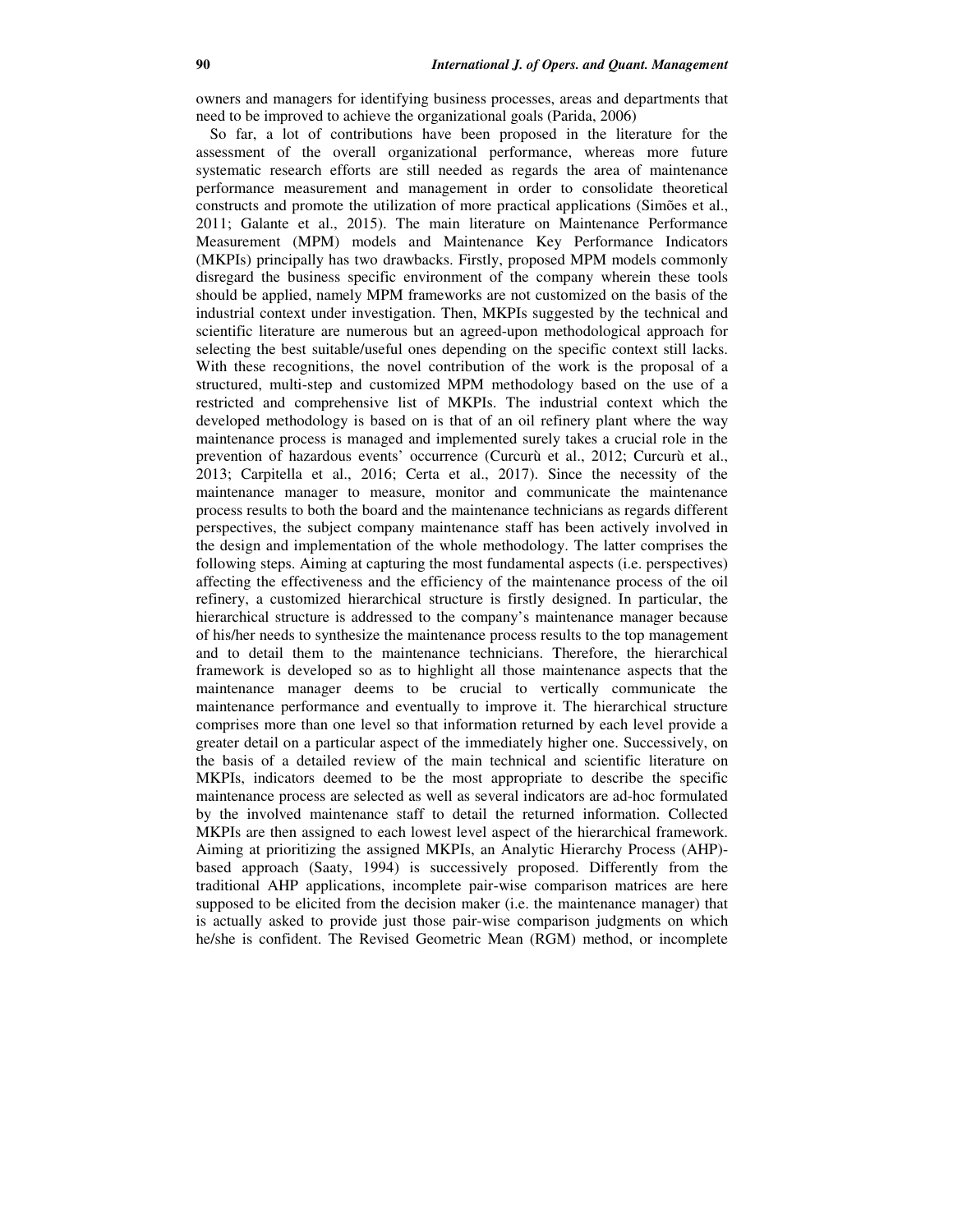owners and managers for identifying business processes, areas and departments that need to be improved to achieve the organizational goals (Parida, 2006)

So far, a lot of contributions have been proposed in the literature for the assessment of the overall organizational performance, whereas more future systematic research efforts are still needed as regards the area of maintenance performance measurement and management in order to consolidate theoretical constructs and promote the utilization of more practical applications (Simões et al., 2011; Galante et al., 2015). The main literature on Maintenance Performance Measurement (MPM) models and Maintenance Key Performance Indicators (MKPIs) principally has two drawbacks. Firstly, proposed MPM models commonly disregard the business specific environment of the company wherein these tools should be applied, namely MPM frameworks are not customized on the basis of the industrial context under investigation. Then, MKPIs suggested by the technical and scientific literature are numerous but an agreed-upon methodological approach for selecting the best suitable/useful ones depending on the specific context still lacks. With these recognitions, the novel contribution of the work is the proposal of a structured, multi-step and customized MPM methodology based on the use of a restricted and comprehensive list of MKPIs. The industrial context which the developed methodology is based on is that of an oil refinery plant where the way maintenance process is managed and implemented surely takes a crucial role in the prevention of hazardous events' occurrence (Curcurù et al., 2012; Curcurù et al., 2013; Carpitella et al., 2016; Certa et al., 2017). Since the necessity of the maintenance manager to measure, monitor and communicate the maintenance process results to both the board and the maintenance technicians as regards different perspectives, the subject company maintenance staff has been actively involved in the design and implementation of the whole methodology. The latter comprises the following steps. Aiming at capturing the most fundamental aspects (i.e. perspectives) affecting the effectiveness and the efficiency of the maintenance process of the oil refinery, a customized hierarchical structure is firstly designed. In particular, the hierarchical structure is addressed to the company's maintenance manager because of his/her needs to synthesize the maintenance process results to the top management and to detail them to the maintenance technicians. Therefore, the hierarchical framework is developed so as to highlight all those maintenance aspects that the maintenance manager deems to be crucial to vertically communicate the maintenance performance and eventually to improve it. The hierarchical structure comprises more than one level so that information returned by each level provide a greater detail on a particular aspect of the immediately higher one. Successively, on the basis of a detailed review of the main technical and scientific literature on MKPIs, indicators deemed to be the most appropriate to describe the specific maintenance process are selected as well as several indicators are ad-hoc formulated by the involved maintenance staff to detail the returned information. Collected MKPIs are then assigned to each lowest level aspect of the hierarchical framework. Aiming at prioritizing the assigned MKPIs, an Analytic Hierarchy Process (AHP)-based approach (Saaty, 1994) is successively proposed. Differently from the traditional AHP applications, incomplete pair-wise comparison matrices are here supposed to be elicited from the decision maker (i.e. the maintenance manager) that is actually asked to provide just those pair-wise comparison judgments on which he/she is confident. The Revised Geometric Mean (RGM) method, or incomplete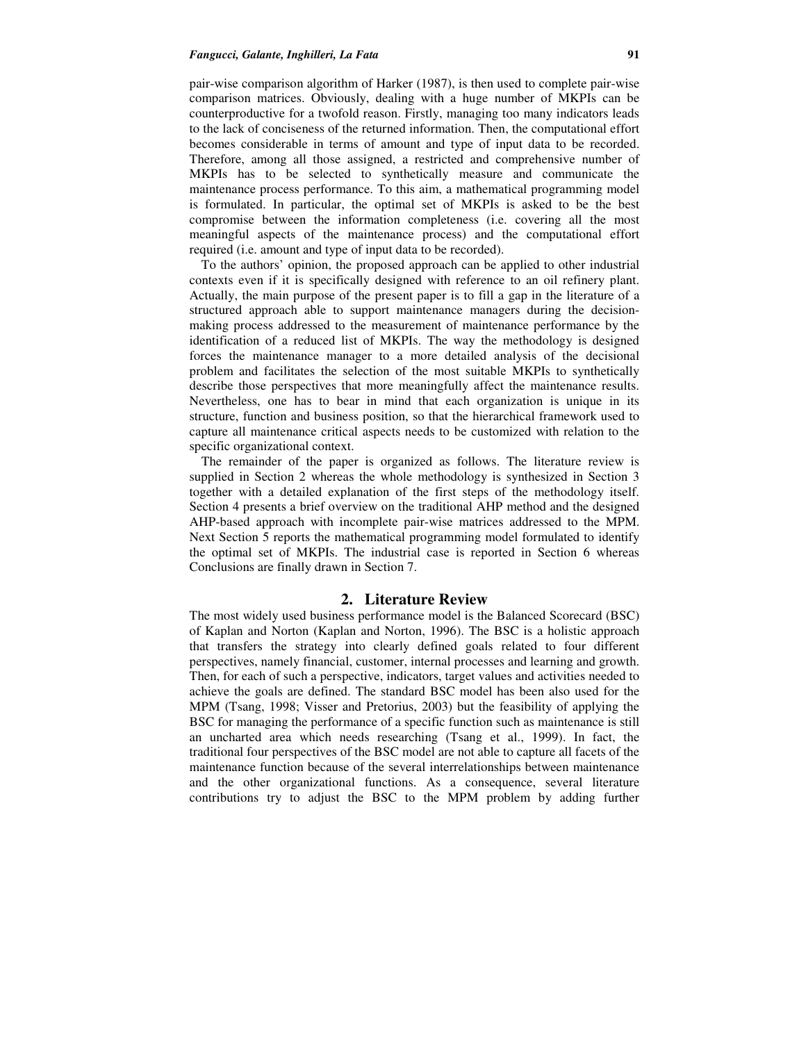pair-wise comparison algorithm of Harker (1987), is then used to complete pair-wise comparison matrices. Obviously, dealing with a huge number of MKPIs can be counterproductive for a twofold reason. Firstly, managing too many indicators leads to the lack of conciseness of the returned information. Then, the computational effort becomes considerable in terms of amount and type of input data to be recorded. Therefore, among all those assigned, a restricted and comprehensive number of MKPIs has to be selected to synthetically measure and communicate the maintenance process performance. To this aim, a mathematical programming model is formulated. In particular, the optimal set of MKPIs is asked to be the best compromise between the information completeness (i.e. covering all the most meaningful aspects of the maintenance process) and the computational effort required (i.e. amount and type of input data to be recorded).

To the authors' opinion, the proposed approach can be applied to other industrial contexts even if it is specifically designed with reference to an oil refinery plant. Actually, the main purpose of the present paper is to fill a gap in the literature of a structured approach able to support maintenance managers during the decision-making process addressed to the measurement of maintenance performance by the identification of a reduced list of MKPIs. The way the methodology is designed forces the maintenance manager to a more detailed analysis of the decisional problem and facilitates the selection of the most suitable MKPIs to synthetically describe those perspectives that more meaningfully affect the maintenance results. Nevertheless, one has to bear in mind that each organization is unique in its structure, function and business position, so that the hierarchical framework used to capture all maintenance critical aspects needs to be customized with relation to the specific organizational context.

The remainder of the paper is organized as follows. The literature review is supplied in Section 2 whereas the whole methodology is synthesized in Section 3 together with a detailed explanation of the first steps of the methodology itself. Section 4 presents a brief overview on the traditional AHP method and the designed AHP-based approach with incomplete pair-wise matrices addressed to the MPM. Next Section 5 reports the mathematical programming model formulated to identify the optimal set of MKPIs. The industrial case is reported in Section 6 whereas Conclusions are finally drawn in Section 7.

## 2. Literature Review

The most widely used business performance model is the Balanced Scorecard (BSC) of Kaplan and Norton (Kaplan and Norton, 1996). The BSC is a holistic approach that transfers the strategy into clearly defined goals related to four different perspectives, namely financial, customer, internal processes and learning and growth. Then, for each of such a perspective, indicators, target values and activities needed to achieve the goals are defined. The standard BSC model has been also used for the MPM (Tsang, 1998; Visser and Pretorius, 2003) but the feasibility of applying the BSC for managing the performance of a specific function such as maintenance is still an uncharted area which needs researching (Tsang et al., 1999). In fact, the traditional four perspectives of the BSC model are not able to capture all facets of the maintenance function because of the several interrelationships between maintenance and the other organizational functions. As a consequence, several literature contributions try to adjust the BSC to the MPM problem by adding further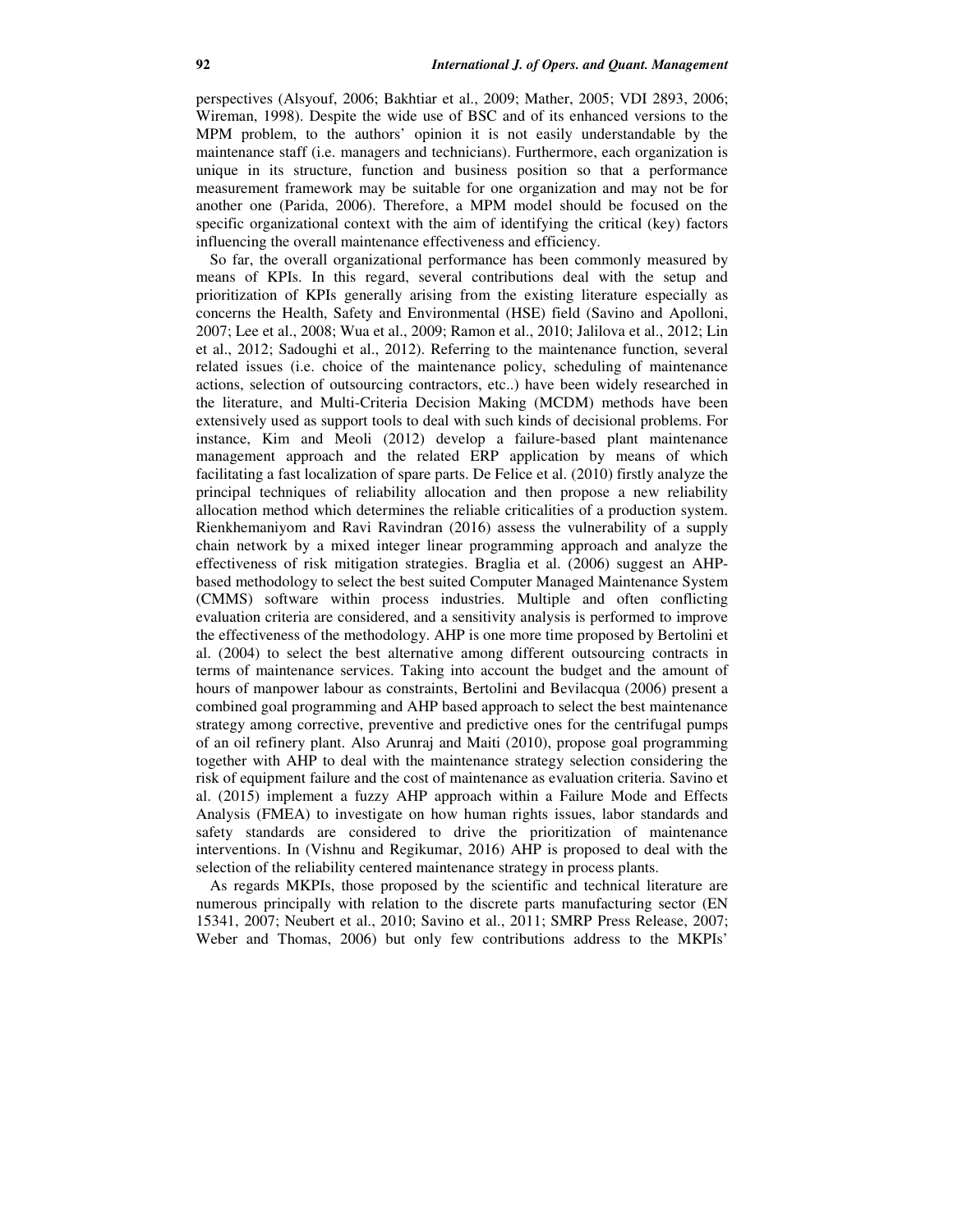perspectives (Alsyouf, 2006; Bakhtiar et al., 2009; Mather, 2005; VDI 2893, 2006; Wireman, 1998). Despite the wide use of BSC and of its enhanced versions to the MPM problem, to the authors' opinion it is not easily understandable by the maintenance staff (i.e. managers and technicians). Furthermore, each organization is unique in its structure, function and business position so that a performance measurement framework may be suitable for one organization and may not be for another one (Parida, 2006). Therefore, a MPM model should be focused on the specific organizational context with the aim of identifying the critical (key) factors influencing the overall maintenance effectiveness and efficiency.

So far, the overall organizational performance has been commonly measured by means of KPIs. In this regard, several contributions deal with the setup and prioritization of KPIs generally arising from the existing literature especially as concerns the Health, Safety and Environmental (HSE) field (Savino and Apolloni, 2007; Lee et al., 2008; Wua et al., 2009; Ramon et al., 2010; Jalilova et al., 2012; Lin et al., 2012; Sadoughi et al., 2012). Referring to the maintenance function, several related issues (i.e. choice of the maintenance policy, scheduling of maintenance actions, selection of outsourcing contractors, etc..) have been widely researched in the literature, and Multi-Criteria Decision Making (MCDM) methods have been extensively used as support tools to deal with such kinds of decisional problems. For instance, Kim and Meoli (2012) develop a failure-based plant maintenance management approach and the related ERP application by means of which facilitating a fast localization of spare parts. De Felice et al. (2010) firstly analyze the principal techniques of reliability allocation and then propose a new reliability allocation method which determines the reliable criticalities of a production system. Rienkhemaniyom and Ravi Ravindran (2016) assess the vulnerability of a supply chain network by a mixed integer linear programming approach and analyze the effectiveness of risk mitigation strategies. Braglia et al. (2006) suggest an AHP-based methodology to select the best suited Computer Managed Maintenance System (CMMS) software within process industries. Multiple and often conflicting evaluation criteria are considered, and a sensitivity analysis is performed to improve the effectiveness of the methodology. AHP is one more time proposed by Bertolini et al. (2004) to select the best alternative among different outsourcing contracts in terms of maintenance services. Taking into account the budget and the amount of hours of manpower labour as constraints, Bertolini and Bevilacqua (2006) present a combined goal programming and AHP based approach to select the best maintenance strategy among corrective, preventive and predictive ones for the centrifugal pumps of an oil refinery plant. Also Arunraj and Maiti (2010), propose goal programming together with AHP to deal with the maintenance strategy selection considering the risk of equipment failure and the cost of maintenance as evaluation criteria. Savino et al. (2015) implement a fuzzy AHP approach within a Failure Mode and Effects Analysis (FMEA) to investigate on how human rights issues, labor standards and safety standards are considered to drive the prioritization of maintenance interventions. In (Vishnu and Regikumar, 2016) AHP is proposed to deal with the selection of the reliability centered maintenance strategy in process plants.

As regards MKPIs, those proposed by the scientific and technical literature are numerous principally with relation to the discrete parts manufacturing sector (EN 15341, 2007; Neubert et al., 2010; Savino et al., 2011; SMRP Press Release, 2007; Weber and Thomas, 2006) but only few contributions address to the MKPIs'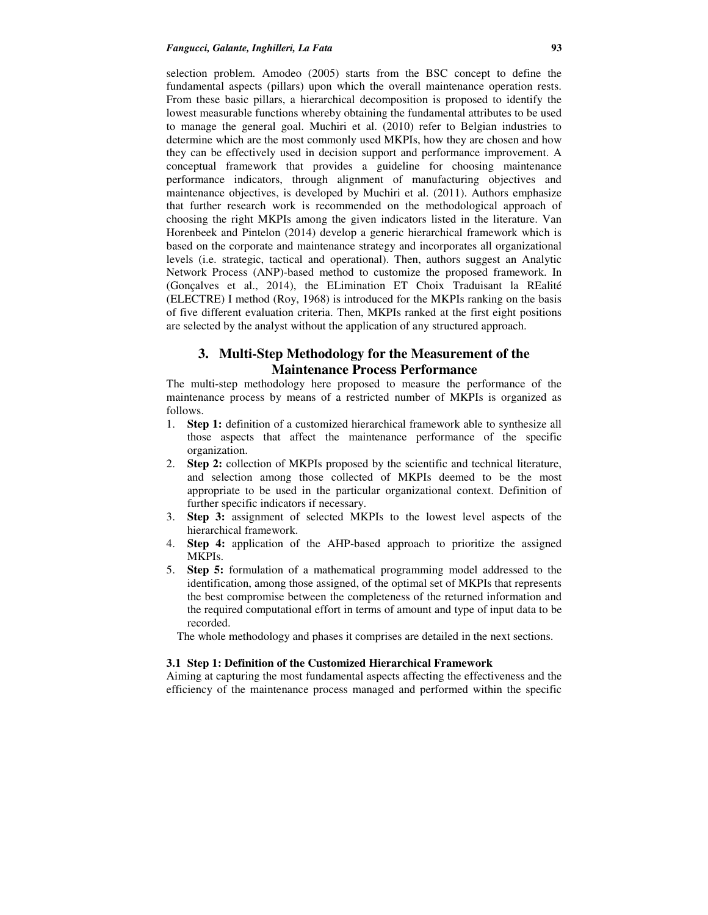selection problem. Amodeo (2005) starts from the BSC concept to define the fundamental aspects (pillars) upon which the overall maintenance operation rests. From these basic pillars, a hierarchical decomposition is proposed to identify the lowest measurable functions whereby obtaining the fundamental attributes to be used to manage the general goal. Muchiri et al. (2010) refer to Belgian industries to determine which are the most commonly used MKPIs, how they are chosen and how they can be effectively used in decision support and performance improvement. A conceptual framework that provides a guideline for choosing maintenance performance indicators, through alignment of manufacturing objectives and maintenance objectives, is developed by Muchiri et al. (2011). Authors emphasize that further research work is recommended on the methodological approach of choosing the right MKPIs among the given indicators listed in the literature. Van Horenbeek and Pintelon (2014) develop a generic hierarchical framework which is based on the corporate and maintenance strategy and incorporates all organizational levels (i.e. strategic, tactical and operational). Then, authors suggest an Analytic Network Process (ANP)-based method to customize the proposed framework. In (Gonçalves et al., 2014), the ELimination ET Choix Traduisant la REalité (ELECTRE) I method (Roy, 1968) is introduced for the MKPIs ranking on the basis of five different evaluation criteria. Then, MKPIs ranked at the first eight positions are selected by the analyst without the application of any structured approach.

## 3. Multi-Step Methodology for the Measurement of the Maintenance Process Performance

The multi-step methodology here proposed to measure the performance of the maintenance process by means of a restricted number of MKPIs is organized as follows.

1. **Step 1:** definition of a customized hierarchical framework able to synthesize all those aspects that affect the maintenance performance of the specific organization.
2. **Step 2:** collection of MKPIs proposed by the scientific and technical literature, and selection among those collected of MKPIs deemed to be the most appropriate to be used in the particular organizational context. Definition of further specific indicators if necessary.
3. **Step 3:** assignment of selected MKPIs to the lowest level aspects of the hierarchical framework.
4. **Step 4:** application of the AHP-based approach to prioritize the assigned MKPIs.
5. **Step 5:** formulation of a mathematical programming model addressed to the identification, among those assigned, of the optimal set of MKPIs that represents the best compromise between the completeness of the returned information and the required computational effort in terms of amount and type of input data to be recorded.

The whole methodology and phases it comprises are detailed in the next sections.

### 3.1 Step 1: Definition of the Customized Hierarchical Framework

Aiming at capturing the most fundamental aspects affecting the effectiveness and the efficiency of the maintenance process managed and performed within the specific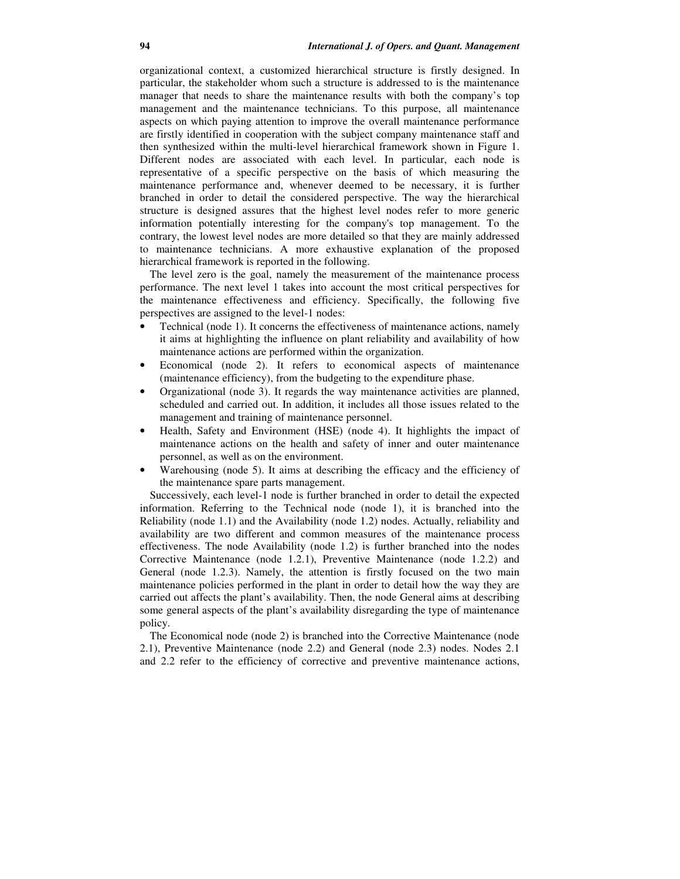organizational context, a customized hierarchical structure is firstly designed. In particular, the stakeholder whom such a structure is addressed to is the maintenance manager that needs to share the maintenance results with both the company's top management and the maintenance technicians. To this purpose, all maintenance aspects on which paying attention to improve the overall maintenance performance are firstly identified in cooperation with the subject company maintenance staff and then synthesized within the multi-level hierarchical framework shown in Figure 1. Different nodes are associated with each level. In particular, each node is representative of a specific perspective on the basis of which measuring the maintenance performance and, whenever deemed to be necessary, it is further branched in order to detail the considered perspective. The way the hierarchical structure is designed assures that the highest level nodes refer to more generic information potentially interesting for the company's top management. To the contrary, the lowest level nodes are more detailed so that they are mainly addressed to maintenance technicians. A more exhaustive explanation of the proposed hierarchical framework is reported in the following.

The level zero is the goal, namely the measurement of the maintenance process performance. The next level 1 takes into account the most critical perspectives for the maintenance effectiveness and efficiency. Specifically, the following five perspectives are assigned to the level-1 nodes:

- Technical (node 1). It concerns the effectiveness of maintenance actions, namely it aims at highlighting the influence on plant reliability and availability of how maintenance actions are performed within the organization.
- Economical (node 2). It refers to economical aspects of maintenance (maintenance efficiency), from the budgeting to the expenditure phase.
- Organizational (node 3). It regards the way maintenance activities are planned, scheduled and carried out. In addition, it includes all those issues related to the management and training of maintenance personnel.
- Health, Safety and Environment (HSE) (node 4). It highlights the impact of maintenance actions on the health and safety of inner and outer maintenance personnel, as well as on the environment.
- Warehousing (node 5). It aims at describing the efficacy and the efficiency of the maintenance spare parts management.

Successively, each level-1 node is further branched in order to detail the expected information. Referring to the Technical node (node 1), it is branched into the Reliability (node 1.1) and the Availability (node 1.2) nodes. Actually, reliability and availability are two different and common measures of the maintenance process effectiveness. The node Availability (node 1.2) is further branched into the nodes Corrective Maintenance (node 1.2.1), Preventive Maintenance (node 1.2.2) and General (node 1.2.3). Namely, the attention is firstly focused on the two main maintenance policies performed in the plant in order to detail how the way they are carried out affects the plant's availability. Then, the node General aims at describing some general aspects of the plant's availability disregarding the type of maintenance policy.

The Economical node (node 2) is branched into the Corrective Maintenance (node 2.1), Preventive Maintenance (node 2.2) and General (node 2.3) nodes. Nodes 2.1 and 2.2 refer to the efficiency of corrective and preventive maintenance actions,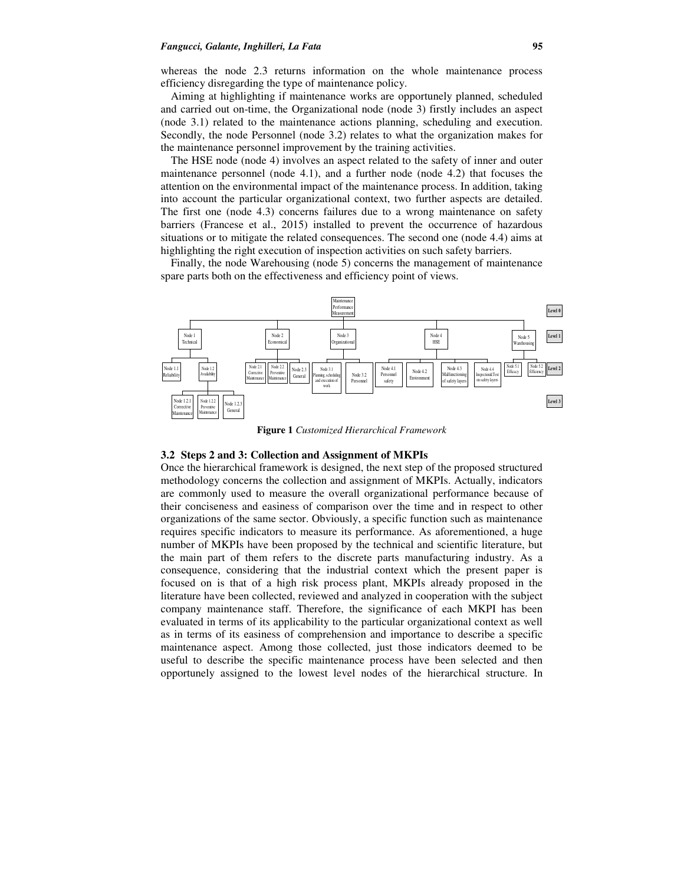whereas the node 2.3 returns information on the whole maintenance process efficiency disregarding the type of maintenance policy.

Aiming at highlighting if maintenance works are opportunely planned, scheduled and carried out on-time, the Organizational node (node 3) firstly includes an aspect (node 3.1) related to the maintenance actions planning, scheduling and execution. Secondly, the node Personnel (node 3.2) relates to what the organization makes for the maintenance personnel improvement by the training activities.

The HSE node (node 4) involves an aspect related to the safety of inner and outer maintenance personnel (node 4.1), and a further node (node 4.2) that focuses the attention on the environmental impact of the maintenance process. In addition, taking into account the particular organizational context, two further aspects are detailed. The first one (node 4.3) concerns failures due to a wrong maintenance on safety barriers (Francese et al., 2015) installed to prevent the occurrence of hazardous situations or to mitigate the related consequences. The second one (node 4.4) aims at highlighting the right execution of inspection activities on such safety barriers.

Finally, the node Warehousing (node 5) concerns the management of maintenance spare parts both on the effectiveness and efficiency point of views.

**Figure 1** *Customized Hierarchical Framework*

### 3.2 Steps 2 and 3: Collection and Assignment of MKPIs

Once the hierarchical framework is designed, the next step of the proposed structured methodology concerns the collection and assignment of MKPIs. Actually, indicators are commonly used to measure the overall organizational performance because of their conciseness and easiness of comparison over the time and in respect to other organizations of the same sector. Obviously, a specific function such as maintenance requires specific indicators to measure its performance. As aforementioned, a huge number of MKPIs have been proposed by the technical and scientific literature, but the main part of them refers to the discrete parts manufacturing industry. As a consequence, considering that the industrial context which the present paper is focused on is that of a high risk process plant, MKPIs already proposed in the literature have been collected, reviewed and analyzed in cooperation with the subject company maintenance staff. Therefore, the significance of each MKPI has been evaluated in terms of its applicability to the particular organizational context as well as in terms of its easiness of comprehension and importance to describe a specific maintenance aspect. Among those collected, just those indicators deemed to be useful to describe the specific maintenance process have been selected and then opportunely assigned to the lowest level nodes of the hierarchical structure. In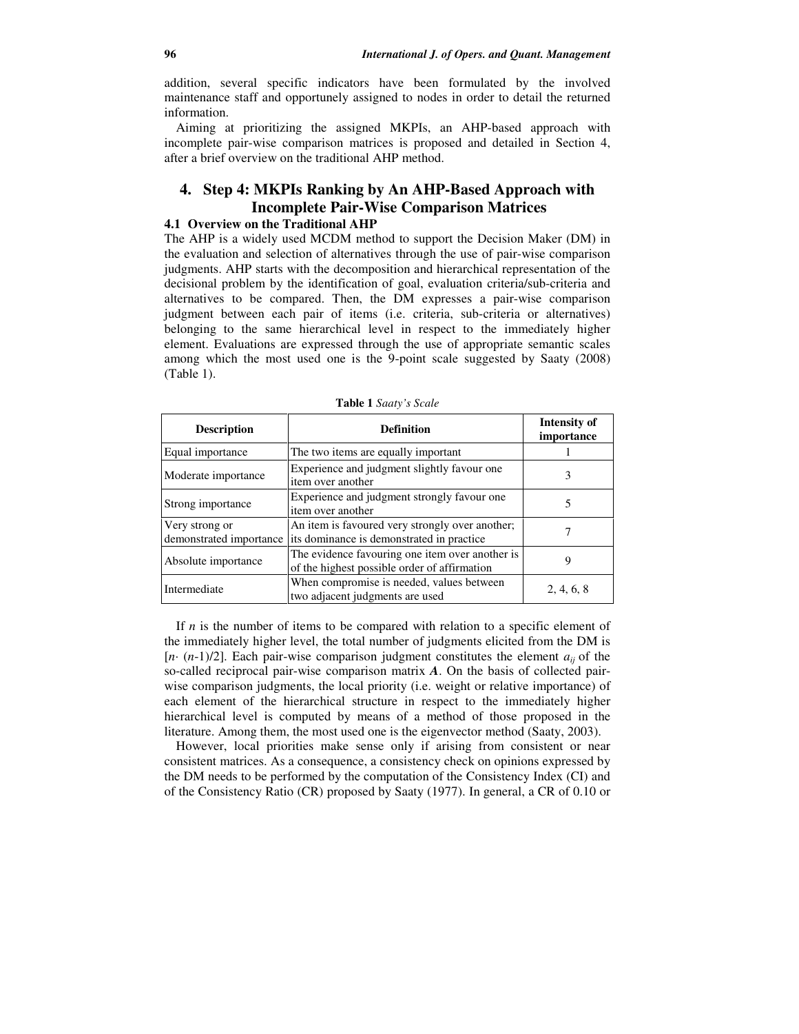addition, several specific indicators have been formulated by the involved maintenance staff and opportunely assigned to nodes in order to detail the returned information.

Aiming at prioritizing the assigned MKPIs, an AHP-based approach with incomplete pair-wise comparison matrices is proposed and detailed in Section 4, after a brief overview on the traditional AHP method.

## 4. Step 4: MKPIs Ranking by An AHP-Based Approach with Incomplete Pair-Wise Comparison Matrices

### 4.1 Overview on the Traditional AHP

The AHP is a widely used MCDM method to support the Decision Maker (DM) in the evaluation and selection of alternatives through the use of pair-wise comparison judgments. AHP starts with the decomposition and hierarchical representation of the decisional problem by the identification of goal, evaluation criteria/sub-criteria and alternatives to be compared. Then, the DM expresses a pair-wise comparison judgment between each pair of items (i.e. criteria, sub-criteria or alternatives) belonging to the same hierarchical level in respect to the immediately higher element. Evaluations are expressed through the use of appropriate semantic scales among which the most used one is the 9-point scale suggested by Saaty (2008) (Table 1).

**Table 1** *Saaty's Scale*

| Description | Definition | Intensity of importance |
|---|---|---|
| Equal importance | The two items are equally important | 1 |
| Moderate importance | Experience and judgment slightly favour one item over another | 3 |
| Strong importance | Experience and judgment strongly favour one item over another | 5 |
| Very strong or demonstrated importance | An item is favoured very strongly over another; its dominance is demonstrated in practice | 7 |
| Absolute importance | The evidence favouring one item over another is of the highest possible order of affirmation | 9 |
| Intermediate | When compromise is needed, values between two adjacent judgments are used | 2, 4, 6, 8 |

If $n$ is the number of items to be compared with relation to a specific element of the immediately higher level, the total number of judgments elicited from the DM is $[n\cdot(n\text{-}1)/2]$. Each pair-wise comparison judgment constitutes the element $a_{ij}$ of the so-called reciprocal pair-wise comparison matrix $\boldsymbol{A}$. On the basis of collected pair-wise comparison judgments, the local priority (i.e. weight or relative importance) of each element of the hierarchical structure in respect to the immediately higher hierarchical level is computed by means of a method of those proposed in the literature. Among them, the most used one is the eigenvector method (Saaty, 2003).

However, local priorities make sense only if arising from consistent or near consistent matrices. As a consequence, a consistency check on opinions expressed by the DM needs to be performed by the computation of the Consistency Index (CI) and of the Consistency Ratio (CR) proposed by Saaty (1977). In general, a CR of 0.10 or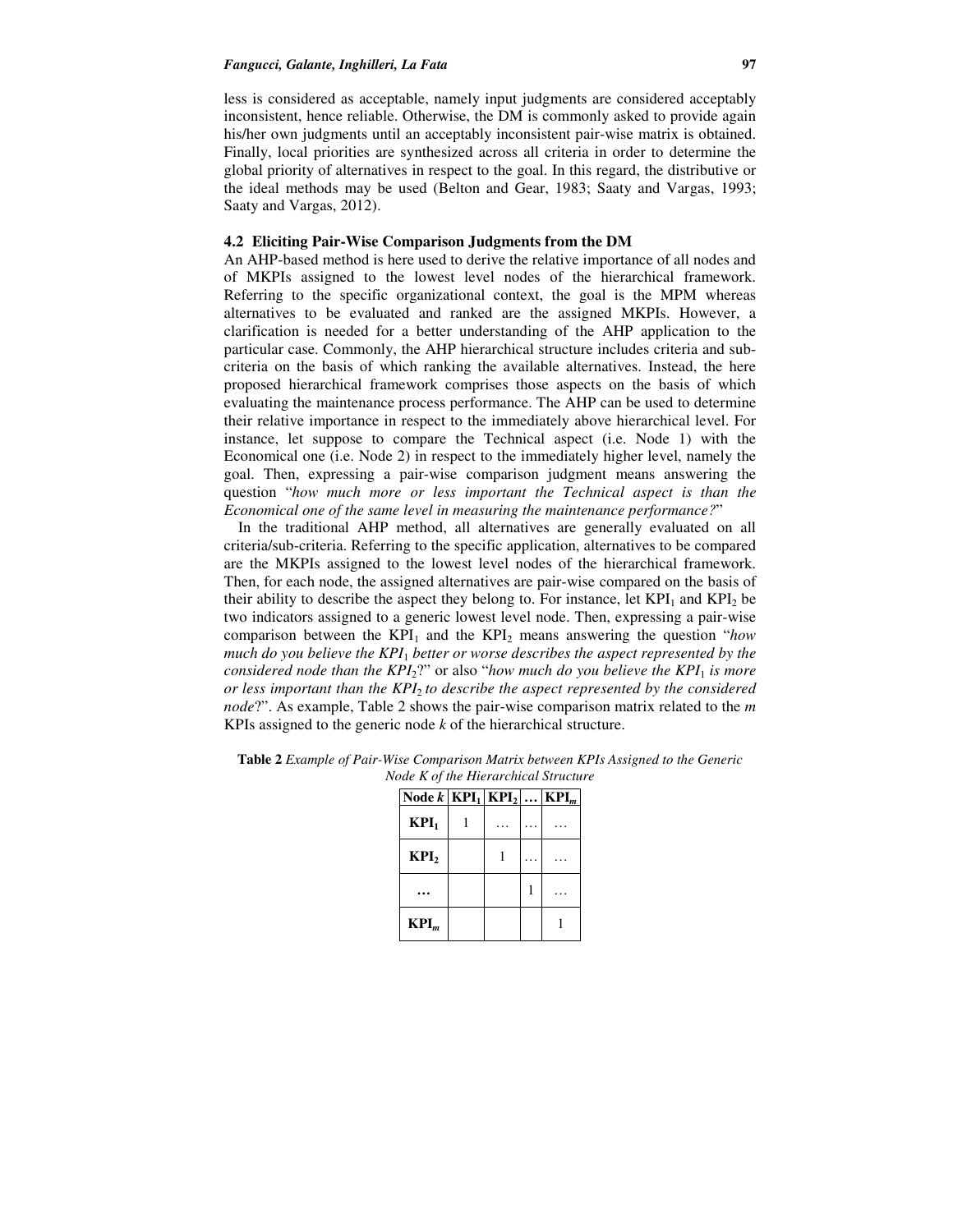less is considered as acceptable, namely input judgments are considered acceptably inconsistent, hence reliable. Otherwise, the DM is commonly asked to provide again his/her own judgments until an acceptably inconsistent pair-wise matrix is obtained. Finally, local priorities are synthesized across all criteria in order to determine the global priority of alternatives in respect to the goal. In this regard, the distributive or the ideal methods may be used (Belton and Gear, 1983; Saaty and Vargas, 1993; Saaty and Vargas, 2012).

### 4.2 Eliciting Pair-Wise Comparison Judgments from the DM

An AHP-based method is here used to derive the relative importance of all nodes and of MKPIs assigned to the lowest level nodes of the hierarchical framework. Referring to the specific organizational context, the goal is the MPM whereas alternatives to be evaluated and ranked are the assigned MKPIs. However, a clarification is needed for a better understanding of the AHP application to the particular case. Commonly, the AHP hierarchical structure includes criteria and sub-criteria on the basis of which ranking the available alternatives. Instead, the here proposed hierarchical framework comprises those aspects on the basis of which evaluating the maintenance process performance. The AHP can be used to determine their relative importance in respect to the immediately above hierarchical level. For instance, let suppose to compare the Technical aspect (i.e. Node 1) with the Economical one (i.e. Node 2) in respect to the immediately higher level, namely the goal. Then, expressing a pair-wise comparison judgment means answering the question "*how much more or less important the Technical aspect is than the Economical one of the same level in measuring the maintenance performance?*"

In the traditional AHP method, all alternatives are generally evaluated on all criteria/sub-criteria. Referring to the specific application, alternatives to be compared are the MKPIs assigned to the lowest level nodes of the hierarchical framework. Then, for each node, the assigned alternatives are pair-wise compared on the basis of their ability to describe the aspect they belong to. For instance, let $KPI_1$ and $KPI_2$ be two indicators assigned to a generic lowest level node. Then, expressing a pair-wise comparison between the $KPI_1$ and the $KPI_2$ means answering the question "*how much do you believe the $KPI_1$ better or worse describes the aspect represented by the considered node than the $KPI_2$?*" or also "*how much do you believe the $KPI_1$ is more or less important than the $KPI_2$ to describe the aspect represented by the considered node*?". As example, Table 2 shows the pair-wise comparison matrix related to the *m* KPIs assigned to the generic node *k* of the hierarchical structure.

**Table 2** *Example of Pair-Wise Comparison Matrix between KPIs Assigned to the Generic Node K of the Hierarchical Structure*

| Node $k$ | $KPI_1$ | $KPI_2$ | … | $KPI_m$ |
|---|---|---|---|---|
| $KPI_1$ | 1 | … | … | … |
| $KPI_2$ | | 1 | … | … |
| … | | | 1 | … |
| $KPI_m$ | | | | 1 |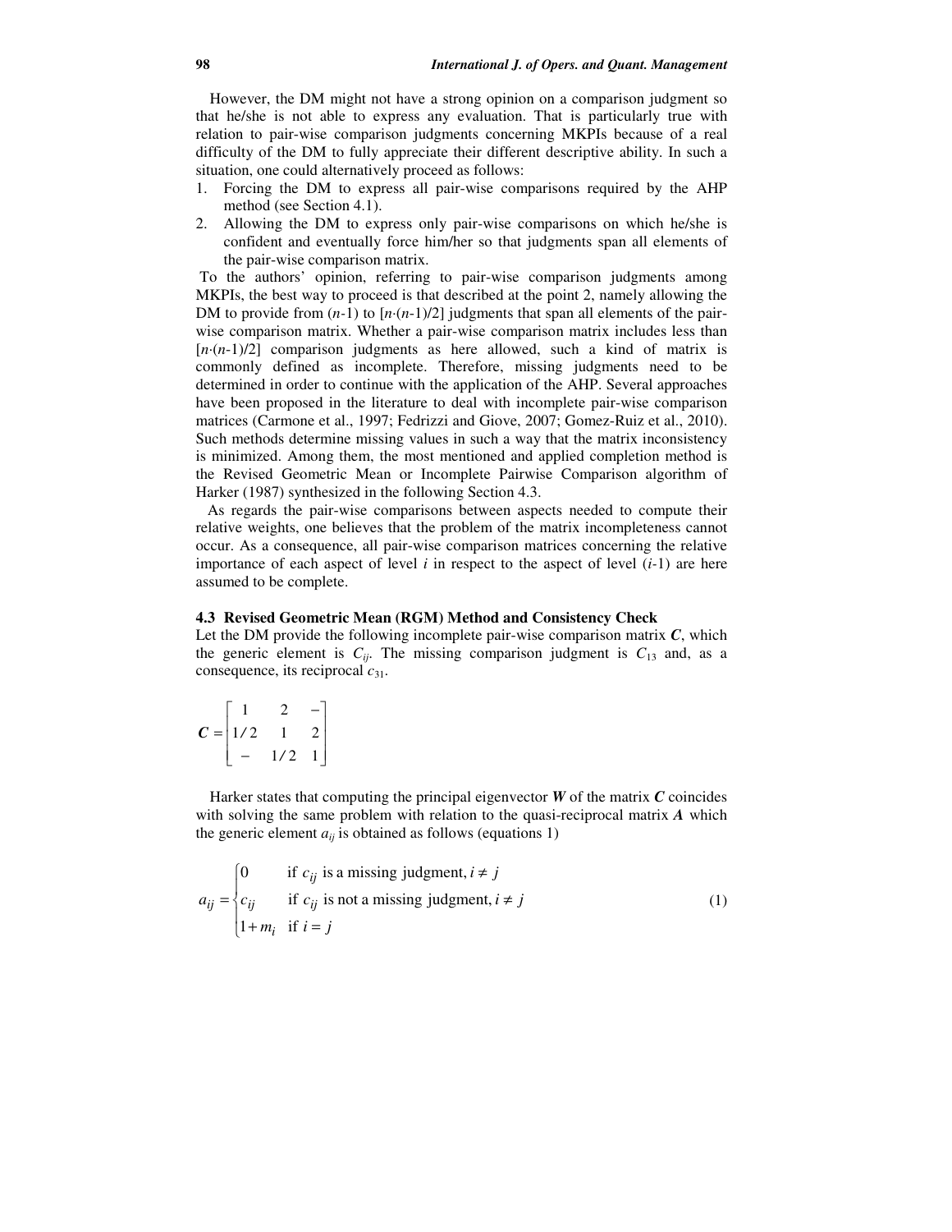However, the DM might not have a strong opinion on a comparison judgment so that he/she is not able to express any evaluation. That is particularly true with relation to pair-wise comparison judgments concerning MKPIs because of a real difficulty of the DM to fully appreciate their different descriptive ability. In such a situation, one could alternatively proceed as follows:

1. Forcing the DM to express all pair-wise comparisons required by the AHP method (see Section 4.1).
2. Allowing the DM to express only pair-wise comparisons on which he/she is confident and eventually force him/her so that judgments span all elements of the pair-wise comparison matrix.

To the authors' opinion, referring to pair-wise comparison judgments among MKPIs, the best way to proceed is that described at the point 2, namely allowing the DM to provide from $(n\text{-}1)$ to $[n\cdot(n\text{-}1)/2]$ judgments that span all elements of the pair-wise comparison matrix. Whether a pair-wise comparison matrix includes less than $[n\cdot(n\text{-}1)/2]$ comparison judgments as here allowed, such a kind of matrix is commonly defined as incomplete. Therefore, missing judgments need to be determined in order to continue with the application of the AHP. Several approaches have been proposed in the literature to deal with incomplete pair-wise comparison matrices (Carmone et al., 1997; Fedrizzi and Giove, 2007; Gomez-Ruiz et al., 2010). Such methods determine missing values in such a way that the matrix inconsistency is minimized. Among them, the most mentioned and applied completion method is the Revised Geometric Mean or Incomplete Pairwise Comparison algorithm of Harker (1987) synthesized in the following Section 4.3.

As regards the pair-wise comparisons between aspects needed to compute their relative weights, one believes that the problem of the matrix incompleteness cannot occur. As a consequence, all pair-wise comparison matrices concerning the relative importance of each aspect of level $i$ in respect to the aspect of level $(i\text{-}1)$ are here assumed to be complete.

### 4.3 Revised Geometric Mean (RGM) Method and Consistency Check

Let the DM provide the following incomplete pair-wise comparison matrix $\boldsymbol{C}$, which the generic element is $C_{ij}$. The missing comparison judgment is $C_{13}$ and, as a consequence, its reciprocal $c_{31}$.

$$\boldsymbol{C} = \begin{bmatrix} 1 & 2 & - \\ 1/2 & 1 & 2 \\ - & 1/2 & 1 \end{bmatrix}$$

Harker states that computing the principal eigenvector $\boldsymbol{W}$ of the matrix $\boldsymbol{C}$ coincides with solving the same problem with relation to the quasi-reciprocal matrix $\boldsymbol{A}$ which the generic element $a_{ij}$ is obtained as follows (equations 1)

$$a_{ij} = \begin{cases} 0 & \text{if } c_{ij} \text{ is a missing judgment}, i \neq j \\ c_{ij} & \text{if } c_{ij} \text{ is not a missing judgment}, i \neq j \\ 1 + m_i & \text{if } i = j \end{cases} \tag{1}$$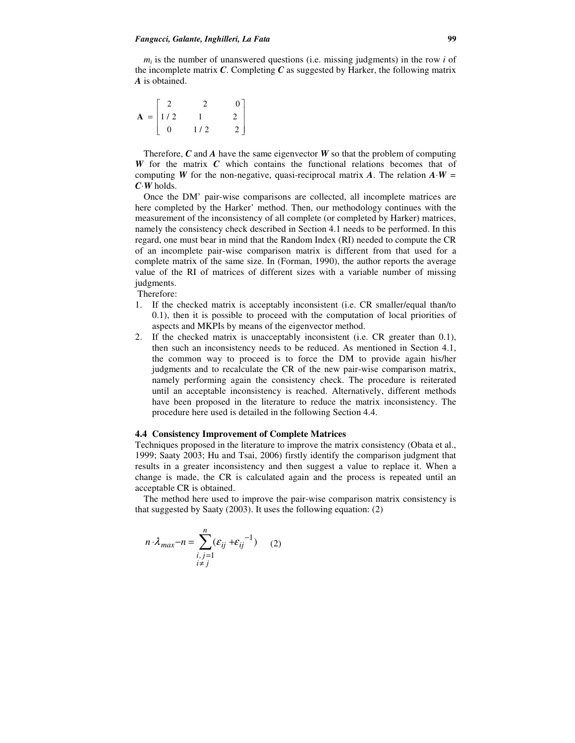$m_i$ is the number of unanswered questions (i.e. missing judgments) in the row $i$ of the incomplete matrix $\boldsymbol{C}$. Completing $\boldsymbol{C}$ as suggested by Harker, the following matrix $\boldsymbol{A}$ is obtained.

$$\mathbf{A} = \begin{bmatrix} 2 & 2 & 0 \\ 1/2 & 1 & 2 \\ 0 & 1/2 & 2 \end{bmatrix}$$

Therefore, $\boldsymbol{C}$ and $\boldsymbol{A}$ have the same eigenvector $\boldsymbol{W}$ so that the problem of computing $\boldsymbol{W}$ for the matrix $\boldsymbol{C}$ which contains the functional relations becomes that of computing $\boldsymbol{W}$ for the non-negative, quasi-reciprocal matrix $\boldsymbol{A}$. The relation $\boldsymbol{A} \cdot \boldsymbol{W} = \boldsymbol{C} \cdot \boldsymbol{W}$ holds.

Once the DM' pair-wise comparisons are collected, all incomplete matrices are here completed by the Harker' method. Then, our methodology continues with the measurement of the inconsistency of all complete (or completed by Harker) matrices, namely the consistency check described in Section 4.1 needs to be performed. In this regard, one must bear in mind that the Random Index (RI) needed to compute the CR of an incomplete pair-wise comparison matrix is different from that used for a complete matrix of the same size. In (Forman, 1990), the author reports the average value of the RI of matrices of different sizes with a variable number of missing judgments.

Therefore:

1. If the checked matrix is acceptably inconsistent (i.e. CR smaller/equal than/to 0.1), then it is possible to proceed with the computation of local priorities of aspects and MKPIs by means of the eigenvector method.
2. If the checked matrix is unacceptably inconsistent (i.e. CR greater than 0.1), then such an inconsistency needs to be reduced. As mentioned in Section 4.1, the common way to proceed is to force the DM to provide again his/her judgments and to recalculate the CR of the new pair-wise comparison matrix, namely performing again the consistency check. The procedure is reiterated until an acceptable inconsistency is reached. Alternatively, different methods have been proposed in the literature to reduce the matrix inconsistency. The procedure here used is detailed in the following Section 4.4.

### 4.4 Consistency Improvement of Complete Matrices

Techniques proposed in the literature to improve the matrix consistency (Obata et al., 1999; Saaty 2003; Hu and Tsai, 2006) firstly identify the comparison judgment that results in a greater inconsistency and then suggest a value to replace it. When a change is made, the CR is calculated again and the process is repeated until an acceptable CR is obtained.

The method here used to improve the pair-wise comparison matrix consistency is that suggested by Saaty (2003). It uses the following equation: (2)

$$n \cdot \lambda_{max} - n = \sum_{\substack{i,j=1 \\ i \neq j}}^{n} (\varepsilon_{ij} + \varepsilon_{ij}^{-1}) \qquad (2)$$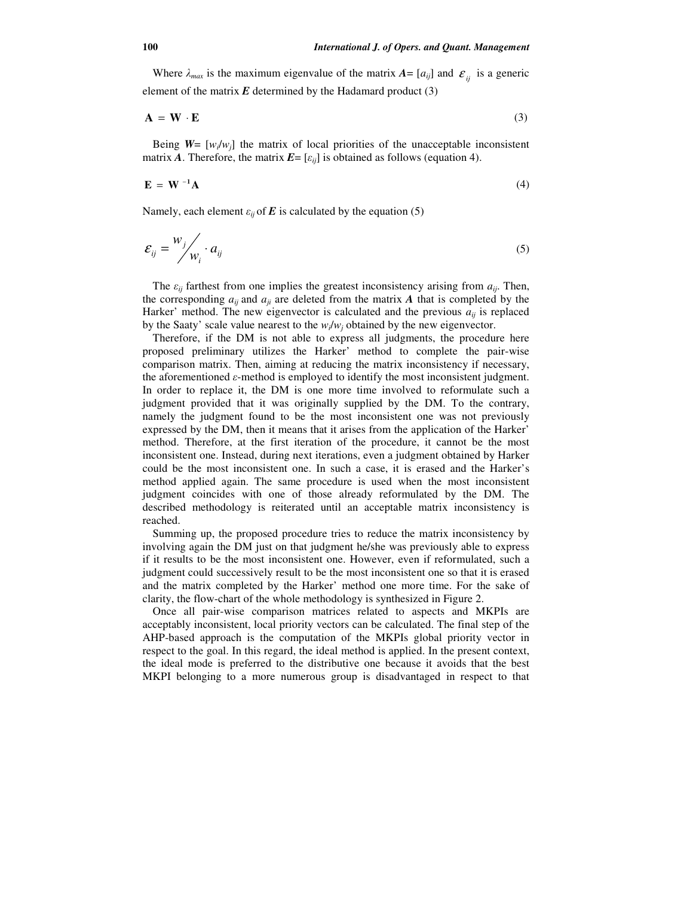Where $\lambda_{max}$ is the maximum eigenvalue of the matrix $\boldsymbol{A}= [a_{ij}]$ and $\varepsilon_{ij}$ is a generic element of the matrix $\boldsymbol{E}$ determined by the Hadamard product (3)

$$\mathbf{A} = \mathbf{W} \cdot \mathbf{E} \tag{3}$$

Being $\boldsymbol{W}= [w_i/w_j]$ the matrix of local priorities of the unacceptable inconsistent matrix $\boldsymbol{A}$. Therefore, the matrix $\boldsymbol{E}= [\varepsilon_{ij}]$ is obtained as follows (equation 4).

$$\mathbf{E} = \mathbf{W}^{-1}\mathbf{A} \tag{4}$$

Namely, each element $\varepsilon_{ij}$ of $\boldsymbol{E}$ is calculated by the equation (5)

$$\varepsilon_{ij} = {w_j}/{w_i} \cdot a_{ij} \tag{5}$$

The $\varepsilon_{ij}$ farthest from one implies the greatest inconsistency arising from $a_{ij}$. Then, the corresponding $a_{ij}$ and $a_{ji}$ are deleted from the matrix $\boldsymbol{A}$ that is completed by the Harker' method. The new eigenvector is calculated and the previous $a_{ij}$ is replaced by the Saaty' scale value nearest to the $w_i/w_j$ obtained by the new eigenvector.

Therefore, if the DM is not able to express all judgments, the procedure here proposed preliminary utilizes the Harker' method to complete the pair-wise comparison matrix. Then, aiming at reducing the matrix inconsistency if necessary, the aforementioned $\varepsilon$-method is employed to identify the most inconsistent judgment. In order to replace it, the DM is one more time involved to reformulate such a judgment provided that it was originally supplied by the DM. To the contrary, namely the judgment found to be the most inconsistent one was not previously expressed by the DM, then it means that it arises from the application of the Harker' method. Therefore, at the first iteration of the procedure, it cannot be the most inconsistent one. Instead, during next iterations, even a judgment obtained by Harker could be the most inconsistent one. In such a case, it is erased and the Harker's method applied again. The same procedure is used when the most inconsistent judgment coincides with one of those already reformulated by the DM. The described methodology is reiterated until an acceptable matrix inconsistency is reached.

Summing up, the proposed procedure tries to reduce the matrix inconsistency by involving again the DM just on that judgment he/she was previously able to express if it results to be the most inconsistent one. However, even if reformulated, such a judgment could successively result to be the most inconsistent one so that it is erased and the matrix completed by the Harker' method one more time. For the sake of clarity, the flow-chart of the whole methodology is synthesized in Figure 2.

Once all pair-wise comparison matrices related to aspects and MKPIs are acceptably inconsistent, local priority vectors can be calculated. The final step of the AHP-based approach is the computation of the MKPIs global priority vector in respect to the goal. In this regard, the ideal method is applied. In the present context, the ideal mode is preferred to the distributive one because it avoids that the best MKPI belonging to a more numerous group is disadvantaged in respect to that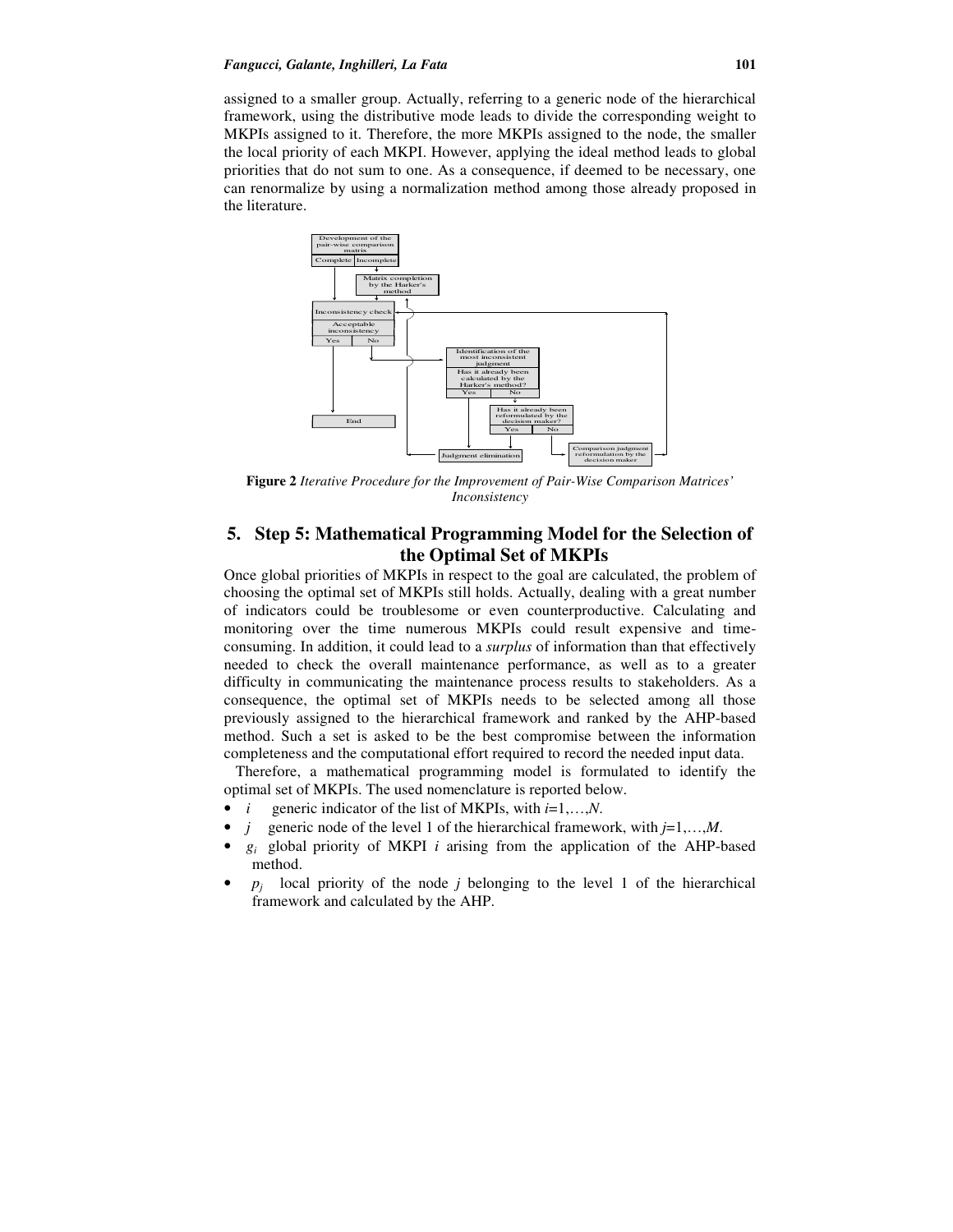assigned to a smaller group. Actually, referring to a generic node of the hierarchical framework, using the distributive mode leads to divide the corresponding weight to MKPIs assigned to it. Therefore, the more MKPIs assigned to the node, the smaller the local priority of each MKPI. However, applying the ideal method leads to global priorities that do not sum to one. As a consequence, if deemed to be necessary, one can renormalize by using a normalization method among those already proposed in the literature.

**Figure 2** *Iterative Procedure for the Improvement of Pair-Wise Comparison Matrices' Inconsistency*

# 5. Step 5: Mathematical Programming Model for the Selection of the Optimal Set of MKPIs

Once global priorities of MKPIs in respect to the goal are calculated, the problem of choosing the optimal set of MKPIs still holds. Actually, dealing with a great number of indicators could be troublesome or even counterproductive. Calculating and monitoring over the time numerous MKPIs could result expensive and time-consuming. In addition, it could lead to a *surplus* of information than that effectively needed to check the overall maintenance performance, as well as to a greater difficulty in communicating the maintenance process results to stakeholders. As a consequence, the optimal set of MKPIs needs to be selected among all those previously assigned to the hierarchical framework and ranked by the AHP-based method. Such a set is asked to be the best compromise between the information completeness and the computational effort required to record the needed input data.

Therefore, a mathematical programming model is formulated to identify the optimal set of MKPIs. The used nomenclature is reported below.

- $i$ generic indicator of the list of MKPIs, with $i=1,\ldots,N$.
- $j$ generic node of the level 1 of the hierarchical framework, with $j=1,\ldots,M$.
- $g_i$ global priority of MKPI $i$ arising from the application of the AHP-based method.
- $p_j$ local priority of the node $j$ belonging to the level 1 of the hierarchical framework and calculated by the AHP.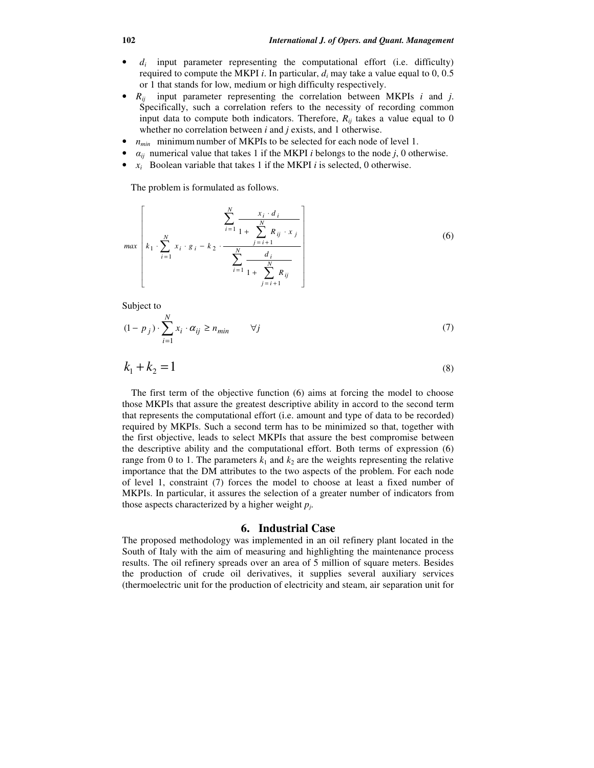- $d_i$ input parameter representing the computational effort (i.e. difficulty) required to compute the MKPI $i$. In particular, $d_i$ may take a value equal to 0, 0.5 or 1 that stands for low, medium or high difficulty respectively.
- $R_{ij}$ input parameter representing the correlation between MKPIs $i$ and $j$. Specifically, such a correlation refers to the necessity of recording common input data to compute both indicators. Therefore, $R_{ij}$ takes a value equal to 0 whether no correlation between $i$ and $j$ exists, and 1 otherwise.
- $n_{min}$ minimum number of MKPIs to be selected for each node of level 1.
- $\alpha_{ij}$ numerical value that takes 1 if the MKPI $i$ belongs to the node $j$, 0 otherwise.
- $x_i$ Boolean variable that takes 1 if the MKPI $i$ is selected, 0 otherwise.

The problem is formulated as follows.

$$max \left[ k_1 \cdot \sum_{i=1}^{N} x_i \cdot g_i - k_2 \cdot \frac{\displaystyle\sum_{i=1}^{N} \frac{x_i \cdot d_i}{1 + \displaystyle\sum_{j=i+1}^{N} R_{ij} \cdot x_j}}{\displaystyle\sum_{i=1}^{N} \frac{d_i}{1 + \displaystyle\sum_{j=i+1}^{N} R_{ij}}} \right] \tag{6}$$

Subject to

$$(1 - p_j) \cdot \sum_{i=1}^{N} x_i \cdot \alpha_{ij} \geq n_{min} \qquad \forall j \tag{7}$$

$$k_1 + k_2 = 1 \tag{8}$$

The first term of the objective function (6) aims at forcing the model to choose those MKPIs that assure the greatest descriptive ability in accord to the second term that represents the computational effort (i.e. amount and type of data to be recorded) required by MKPIs. Such a second term has to be minimized so that, together with the first objective, leads to select MKPIs that assure the best compromise between the descriptive ability and the computational effort. Both terms of expression (6) range from 0 to 1. The parameters $k_1$ and $k_2$ are the weights representing the relative importance that the DM attributes to the two aspects of the problem. For each node of level 1, constraint (7) forces the model to choose at least a fixed number of MKPIs. In particular, it assures the selection of a greater number of indicators from those aspects characterized by a higher weight $p_j$.

## 6. Industrial Case

The proposed methodology was implemented in an oil refinery plant located in the South of Italy with the aim of measuring and highlighting the maintenance process results. The oil refinery spreads over an area of 5 million of square meters. Besides the production of crude oil derivatives, it supplies several auxiliary services (thermoelectric unit for the production of electricity and steam, air separation unit for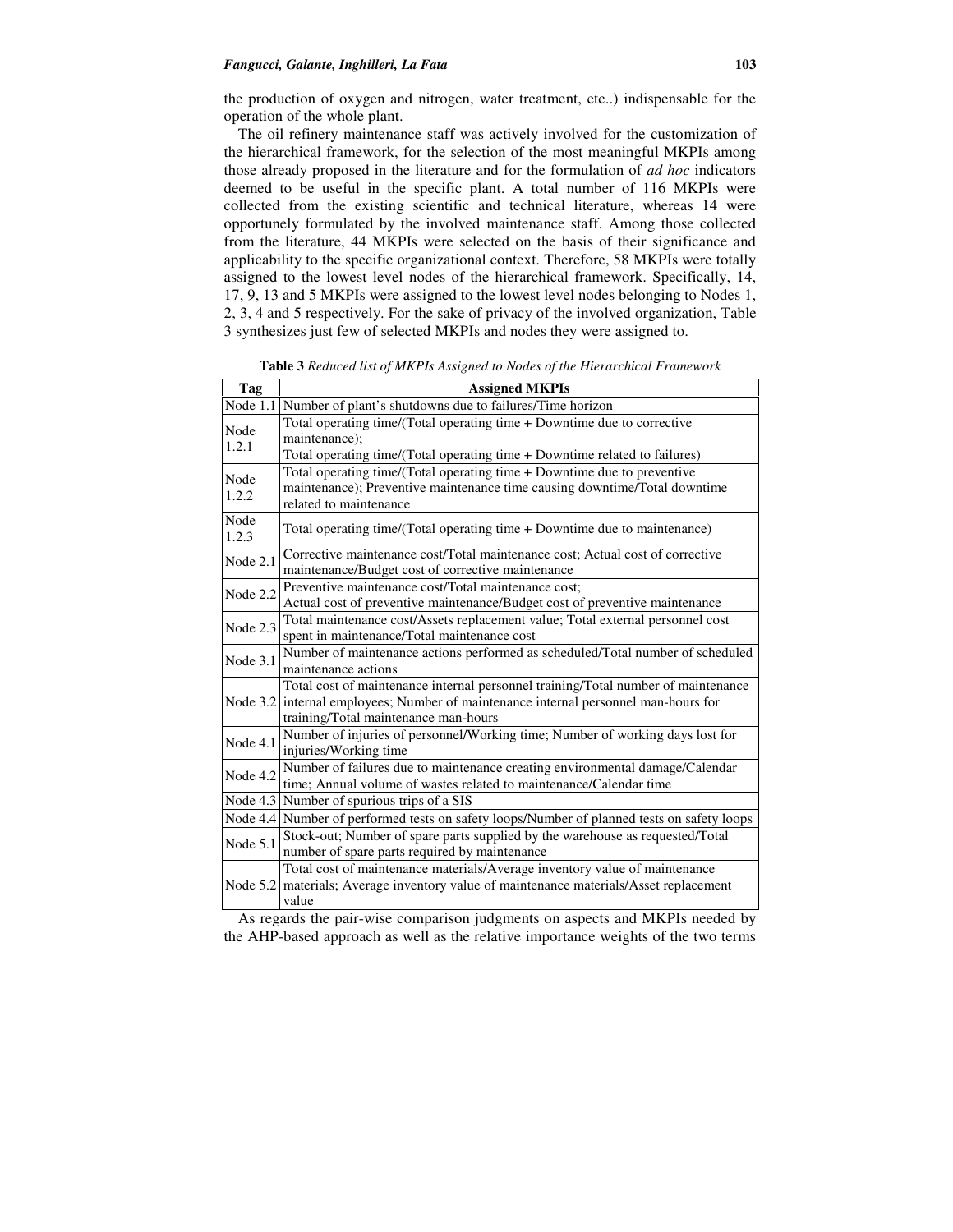the production of oxygen and nitrogen, water treatment, etc..) indispensable for the operation of the whole plant.

The oil refinery maintenance staff was actively involved for the customization of the hierarchical framework, for the selection of the most meaningful MKPIs among those already proposed in the literature and for the formulation of *ad hoc* indicators deemed to be useful in the specific plant. A total number of 116 MKPIs were collected from the existing scientific and technical literature, whereas 14 were opportunely formulated by the involved maintenance staff. Among those collected from the literature, 44 MKPIs were selected on the basis of their significance and applicability to the specific organizational context. Therefore, 58 MKPIs were totally assigned to the lowest level nodes of the hierarchical framework. Specifically, 14, 17, 9, 13 and 5 MKPIs were assigned to the lowest level nodes belonging to Nodes 1, 2, 3, 4 and 5 respectively. For the sake of privacy of the involved organization, Table 3 synthesizes just few of selected MKPIs and nodes they were assigned to.

**Table 3** *Reduced list of MKPIs Assigned to Nodes of the Hierarchical Framework*

| Tag | Assigned MKPIs |
|---|---|
| Node 1.1 | Number of plant's shutdowns due to failures/Time horizon |
| Node 1.2.1 | Total operating time/(Total operating time + Downtime due to corrective maintenance); Total operating time/(Total operating time + Downtime related to failures) |
| Node 1.2.2 | Total operating time/(Total operating time + Downtime due to preventive maintenance); Preventive maintenance time causing downtime/Total downtime related to maintenance |
| Node 1.2.3 | Total operating time/(Total operating time + Downtime due to maintenance) |
| Node 2.1 | Corrective maintenance cost/Total maintenance cost; Actual cost of corrective maintenance/Budget cost of corrective maintenance |
| Node 2.2 | Preventive maintenance cost/Total maintenance cost; Actual cost of preventive maintenance/Budget cost of preventive maintenance |
| Node 2.3 | Total maintenance cost/Assets replacement value; Total external personnel cost spent in maintenance/Total maintenance cost |
| Node 3.1 | Number of maintenance actions performed as scheduled/Total number of scheduled maintenance actions |
| Node 3.2 | Total cost of maintenance internal personnel training/Total number of maintenance internal employees; Number of maintenance internal personnel man-hours for training/Total maintenance man-hours |
| Node 4.1 | Number of injuries of personnel/Working time; Number of working days lost for injuries/Working time |
| Node 4.2 | Number of failures due to maintenance creating environmental damage/Calendar time; Annual volume of wastes related to maintenance/Calendar time |
| Node 4.3 | Number of spurious trips of a SIS |
| Node 4.4 | Number of performed tests on safety loops/Number of planned tests on safety loops |
| Node 5.1 | Stock-out; Number of spare parts supplied by the warehouse as requested/Total number of spare parts required by maintenance |
| Node 5.2 | Total cost of maintenance materials/Average inventory value of maintenance materials; Average inventory value of maintenance materials/Asset replacement value |

As regards the pair-wise comparison judgments on aspects and MKPIs needed by the AHP-based approach as well as the relative importance weights of the two terms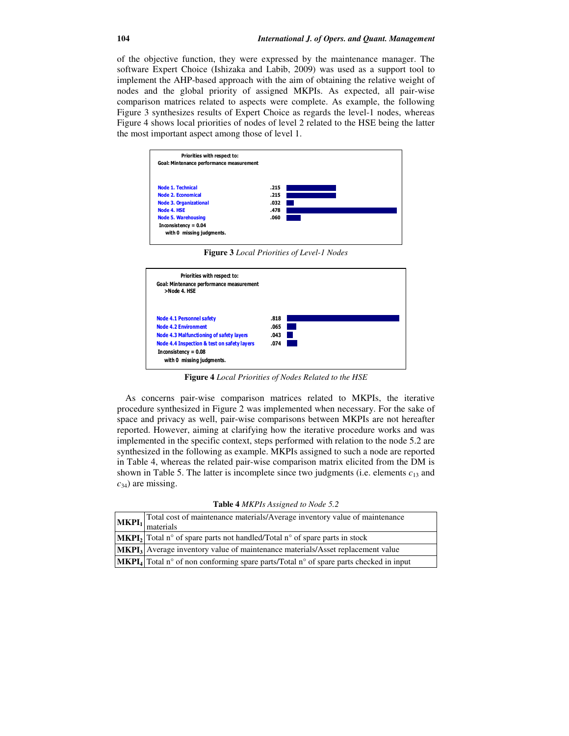of the objective function, they were expressed by the maintenance manager. The software Expert Choice (Ishizaka and Labib, 2009) was used as a support tool to implement the AHP-based approach with the aim of obtaining the relative weight of nodes and the global priority of assigned MKPIs. As expected, all pair-wise comparison matrices related to aspects were complete. As example, the following Figure 3 synthesizes results of Expert Choice as regards the level-1 nodes, whereas Figure 4 shows local priorities of nodes of level 2 related to the HSE being the latter the most important aspect among those of level 1.

Priorities with respect to:
Goal: Mintenance performance measurement

| | |
|---|---|
| Node 1. Technical | .215 |
| Node 2. Economical | .215 |
| Node 3. Organizational | .032 |
| Node 4. HSE | .478 |
| Node 5. Warehousing | .060 |

Inconsistency = 0.04
with 0 missing judgments.

**Figure 3** *Local Priorities of Level-1 Nodes*

Priorities with respect to:
Goal: Mintenance performance measurement
>Node 4. HSE

| | |
|---|---|
| Node 4.1 Personnel safety | .818 |
| Node 4.2 Environment | .065 |
| Node 4.3 Malfunctioning of safety layers | .043 |
| Node 4.4 Inspection & test on safety layers | .074 |

Inconsistency = 0.08
with 0 missing judgments.

**Figure 4** *Local Priorities of Nodes Related to the HSE*

As concerns pair-wise comparison matrices related to MKPIs, the iterative procedure synthesized in Figure 2 was implemented when necessary. For the sake of space and privacy as well, pair-wise comparisons between MKPIs are not hereafter reported. However, aiming at clarifying how the iterative procedure works and was implemented in the specific context, steps performed with relation to the node 5.2 are synthesized in the following as example. MKPIs assigned to such a node are reported in Table 4, whereas the related pair-wise comparison matrix elicited from the DM is shown in Table 5. The latter is incomplete since two judgments (i.e. elements $c_{13}$ and $c_{34}$) are missing.

**Table 4** *MKPIs Assigned to Node 5.2*

| | |
|---|---|
| **MKPI$_1$** | Total cost of maintenance materials/Average inventory value of maintenance materials |
| **MKPI$_2$** | Total n° of spare parts not handled/Total n° of spare parts in stock |
| **MKPI$_3$** | Average inventory value of maintenance materials/Asset replacement value |
| **MKPI$_4$** | Total n° of non conforming spare parts/Total n° of spare parts checked in input |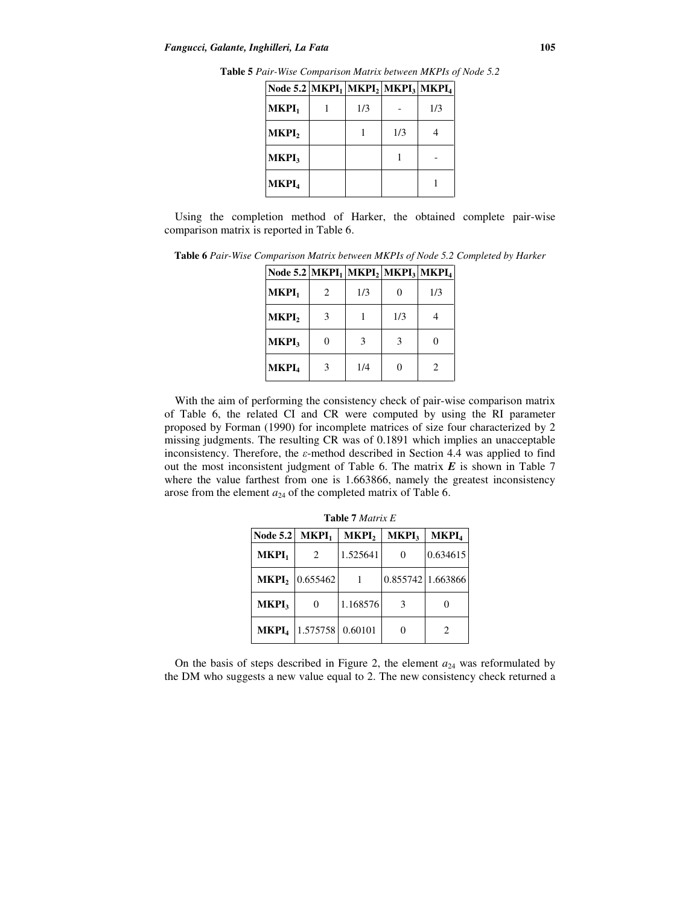**Table 5** *Pair-Wise Comparison Matrix between MKPIs of Node 5.2*

| Node 5.2 | $MKPI_1$ | $MKPI_2$ | $MKPI_3$ | $MKPI_4$ |
|---|---|---|---|---|
| $MKPI_1$ | 1 | 1/3 | - | 1/3 |
| $MKPI_2$ | | 1 | 1/3 | 4 |
| $MKPI_3$ | | | 1 | - |
| $MKPI_4$ | | | | 1 |

Using the completion method of Harker, the obtained complete pair-wise comparison matrix is reported in Table 6.

**Table 6** *Pair-Wise Comparison Matrix between MKPIs of Node 5.2 Completed by Harker*

| Node 5.2 | $MKPI_1$ | $MKPI_2$ | $MKPI_3$ | $MKPI_4$ |
|---|---|---|---|---|
| $MKPI_1$ | 2 | 1/3 | 0 | 1/3 |
| $MKPI_2$ | 3 | 1 | 1/3 | 4 |
| $MKPI_3$ | 0 | 3 | 3 | 0 |
| $MKPI_4$ | 3 | 1/4 | 0 | 2 |

With the aim of performing the consistency check of pair-wise comparison matrix of Table 6, the related CI and CR were computed by using the RI parameter proposed by Forman (1990) for incomplete matrices of size four characterized by 2 missing judgments. The resulting CR was of 0.1891 which implies an unacceptable inconsistency. Therefore, the $\varepsilon$-method described in Section 4.4 was applied to find out the most inconsistent judgment of Table 6. The matrix $\boldsymbol{E}$ is shown in Table 7 where the value farthest from one is 1.663866, namely the greatest inconsistency arose from the element $a_{24}$ of the completed matrix of Table 6.

**Table 7** *Matrix E*

| Node 5.2 | $MKPI_1$ | $MKPI_2$ | $MKPI_3$ | $MKPI_4$ |
|---|---|---|---|---|
| $MKPI_1$ | 2 | 1.525641 | 0 | 0.634615 |
| $MKPI_2$ | 0.655462 | 1 | 0.855742 | 1.663866 |
| $MKPI_3$ | 0 | 1.168576 | 3 | 0 |
| $MKPI_4$ | 1.575758 | 0.60101 | 0 | 2 |

On the basis of steps described in Figure 2, the element $a_{24}$ was reformulated by the DM who suggests a new value equal to 2. The new consistency check returned a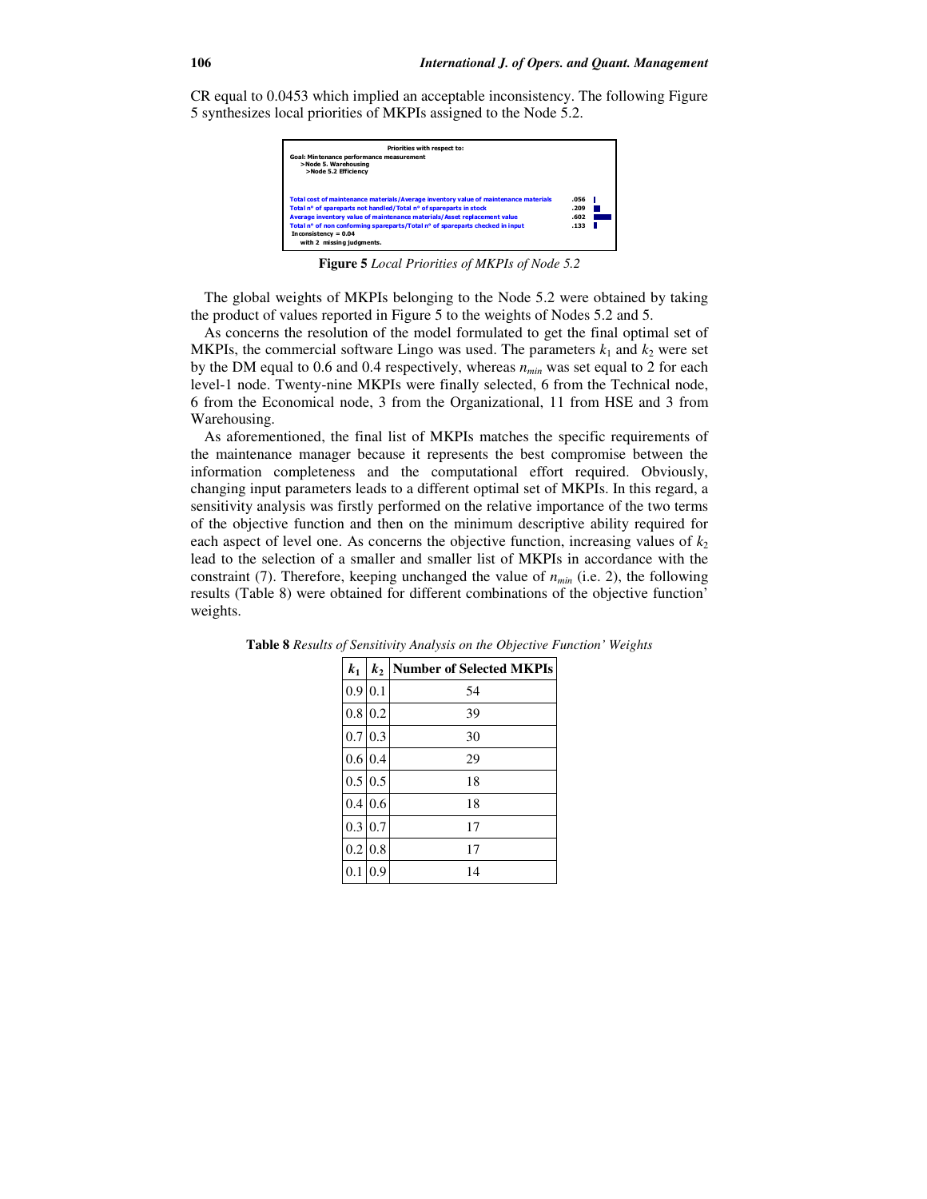CR equal to 0.0453 which implied an acceptable inconsistency. The following Figure 5 synthesizes local priorities of MKPIs assigned to the Node 5.2.

Priorities with respect to:
Goal: Mintenance performance measurement
>Node 5. Warehousing
>Node 5.2 Efficiency

| | |
|---|---|
| Total cost of maintenance materials/Average inventory value of maintenance materials | .056 |
| Total n° of spareparts not handled/Total n° of spareparts in stock | .209 |
| Average inventory value of maintenance materials/Asset replacement value | .602 |
| Total n° of non conforming spareparts/Total n° of spareparts checked in input | .133 |

Inconsistency = 0.04
with 2 missing judgments.

**Figure 5** *Local Priorities of MKPIs of Node 5.2*

The global weights of MKPIs belonging to the Node 5.2 were obtained by taking the product of values reported in Figure 5 to the weights of Nodes 5.2 and 5.

As concerns the resolution of the model formulated to get the final optimal set of MKPIs, the commercial software Lingo was used. The parameters $k_1$ and $k_2$ were set by the DM equal to 0.6 and 0.4 respectively, whereas $n_{min}$ was set equal to 2 for each level-1 node. Twenty-nine MKPIs were finally selected, 6 from the Technical node, 6 from the Economical node, 3 from the Organizational, 11 from HSE and 3 from Warehousing.

As aforementioned, the final list of MKPIs matches the specific requirements of the maintenance manager because it represents the best compromise between the information completeness and the computational effort required. Obviously, changing input parameters leads to a different optimal set of MKPIs. In this regard, a sensitivity analysis was firstly performed on the relative importance of the two terms of the objective function and then on the minimum descriptive ability required for each aspect of level one. As concerns the objective function, increasing values of $k_2$ lead to the selection of a smaller and smaller list of MKPIs in accordance with the constraint (7). Therefore, keeping unchanged the value of $n_{min}$ (i.e. 2), the following results (Table 8) were obtained for different combinations of the objective function' weights.

**Table 8** *Results of Sensitivity Analysis on the Objective Function' Weights*

| $k_1$ | $k_2$ | Number of Selected MKPIs |
|---|---|---|
| 0.9 | 0.1 | 54 |
| 0.8 | 0.2 | 39 |
| 0.7 | 0.3 | 30 |
| 0.6 | 0.4 | 29 |
| 0.5 | 0.5 | 18 |
| 0.4 | 0.6 | 18 |
| 0.3 | 0.7 | 17 |
| 0.2 | 0.8 | 17 |
| 0.1 | 0.9 | 14 |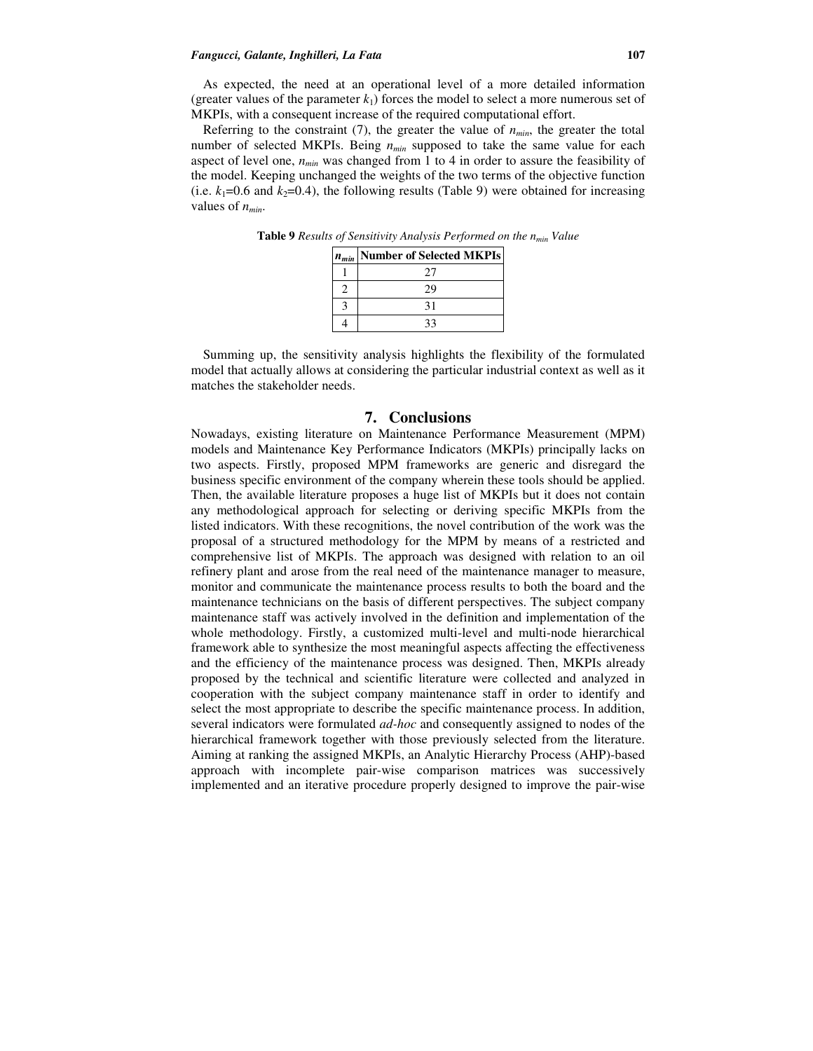As expected, the need at an operational level of a more detailed information (greater values of the parameter $k_1$) forces the model to select a more numerous set of MKPIs, with a consequent increase of the required computational effort.

Referring to the constraint (7), the greater the value of $n_{min}$, the greater the total number of selected MKPIs. Being $n_{min}$ supposed to take the same value for each aspect of level one, $n_{min}$ was changed from 1 to 4 in order to assure the feasibility of the model. Keeping unchanged the weights of the two terms of the objective function (i.e. $k_1$=0.6 and $k_2$=0.4), the following results (Table 9) were obtained for increasing values of $n_{min}$.

**Table 9** *Results of Sensitivity Analysis Performed on the $n_{min}$ Value*

| $n_{min}$ | Number of Selected MKPIs |
|---|---|
| 1 | 27 |
| 2 | 29 |
| 3 | 31 |
| 4 | 33 |

Summing up, the sensitivity analysis highlights the flexibility of the formulated model that actually allows at considering the particular industrial context as well as it matches the stakeholder needs.

## 7. Conclusions

Nowadays, existing literature on Maintenance Performance Measurement (MPM) models and Maintenance Key Performance Indicators (MKPIs) principally lacks on two aspects. Firstly, proposed MPM frameworks are generic and disregard the business specific environment of the company wherein these tools should be applied. Then, the available literature proposes a huge list of MKPIs but it does not contain any methodological approach for selecting or deriving specific MKPIs from the listed indicators. With these recognitions, the novel contribution of the work was the proposal of a structured methodology for the MPM by means of a restricted and comprehensive list of MKPIs. The approach was designed with relation to an oil refinery plant and arose from the real need of the maintenance manager to measure, monitor and communicate the maintenance process results to both the board and the maintenance technicians on the basis of different perspectives. The subject company maintenance staff was actively involved in the definition and implementation of the whole methodology. Firstly, a customized multi-level and multi-node hierarchical framework able to synthesize the most meaningful aspects affecting the effectiveness and the efficiency of the maintenance process was designed. Then, MKPIs already proposed by the technical and scientific literature were collected and analyzed in cooperation with the subject company maintenance staff in order to identify and select the most appropriate to describe the specific maintenance process. In addition, several indicators were formulated *ad-hoc* and consequently assigned to nodes of the hierarchical framework together with those previously selected from the literature. Aiming at ranking the assigned MKPIs, an Analytic Hierarchy Process (AHP)-based approach with incomplete pair-wise comparison matrices was successively implemented and an iterative procedure properly designed to improve the pair-wise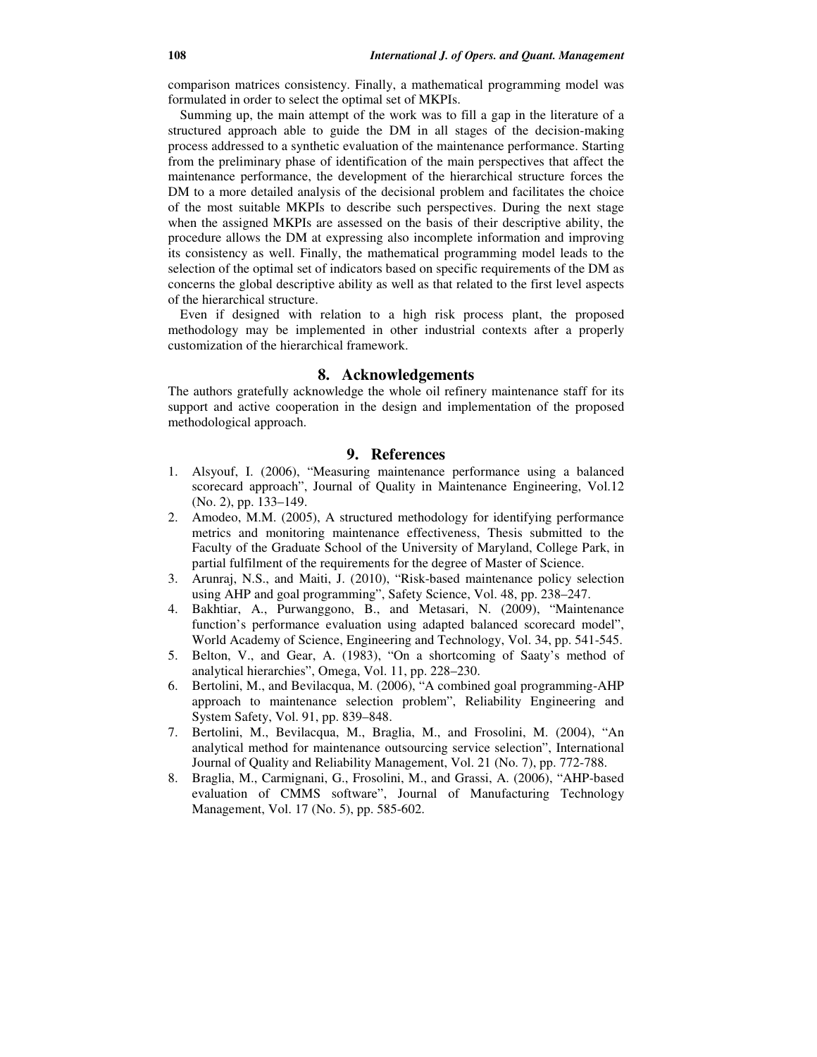comparison matrices consistency. Finally, a mathematical programming model was formulated in order to select the optimal set of MKPIs.

Summing up, the main attempt of the work was to fill a gap in the literature of a structured approach able to guide the DM in all stages of the decision-making process addressed to a synthetic evaluation of the maintenance performance. Starting from the preliminary phase of identification of the main perspectives that affect the maintenance performance, the development of the hierarchical structure forces the DM to a more detailed analysis of the decisional problem and facilitates the choice of the most suitable MKPIs to describe such perspectives. During the next stage when the assigned MKPIs are assessed on the basis of their descriptive ability, the procedure allows the DM at expressing also incomplete information and improving its consistency as well. Finally, the mathematical programming model leads to the selection of the optimal set of indicators based on specific requirements of the DM as concerns the global descriptive ability as well as that related to the first level aspects of the hierarchical structure.

Even if designed with relation to a high risk process plant, the proposed methodology may be implemented in other industrial contexts after a properly customization of the hierarchical framework.

## 8. Acknowledgements

The authors gratefully acknowledge the whole oil refinery maintenance staff for its support and active cooperation in the design and implementation of the proposed methodological approach.

## 9. References

1. Alsyouf, I. (2006), "Measuring maintenance performance using a balanced scorecard approach", Journal of Quality in Maintenance Engineering, Vol.12 (No. 2), pp. 133–149.
2. Amodeo, M.M. (2005), A structured methodology for identifying performance metrics and monitoring maintenance effectiveness, Thesis submitted to the Faculty of the Graduate School of the University of Maryland, College Park, in partial fulfilment of the requirements for the degree of Master of Science.
3. Arunraj, N.S., and Maiti, J. (2010), "Risk-based maintenance policy selection using AHP and goal programming", Safety Science, Vol. 48, pp. 238–247.
4. Bakhtiar, A., Purwanggono, B., and Metasari, N. (2009), "Maintenance function's performance evaluation using adapted balanced scorecard model", World Academy of Science, Engineering and Technology, Vol. 34, pp. 541-545.
5. Belton, V., and Gear, A. (1983), "On a shortcoming of Saaty's method of analytical hierarchies", Omega, Vol. 11, pp. 228–230.
6. Bertolini, M., and Bevilacqua, M. (2006), "A combined goal programming-AHP approach to maintenance selection problem", Reliability Engineering and System Safety, Vol. 91, pp. 839–848.
7. Bertolini, M., Bevilacqua, M., Braglia, M., and Frosolini, M. (2004), "An analytical method for maintenance outsourcing service selection", International Journal of Quality and Reliability Management, Vol. 21 (No. 7), pp. 772-788.
8. Braglia, M., Carmignani, G., Frosolini, M., and Grassi, A. (2006), "AHP-based evaluation of CMMS software", Journal of Manufacturing Technology Management, Vol. 17 (No. 5), pp. 585-602.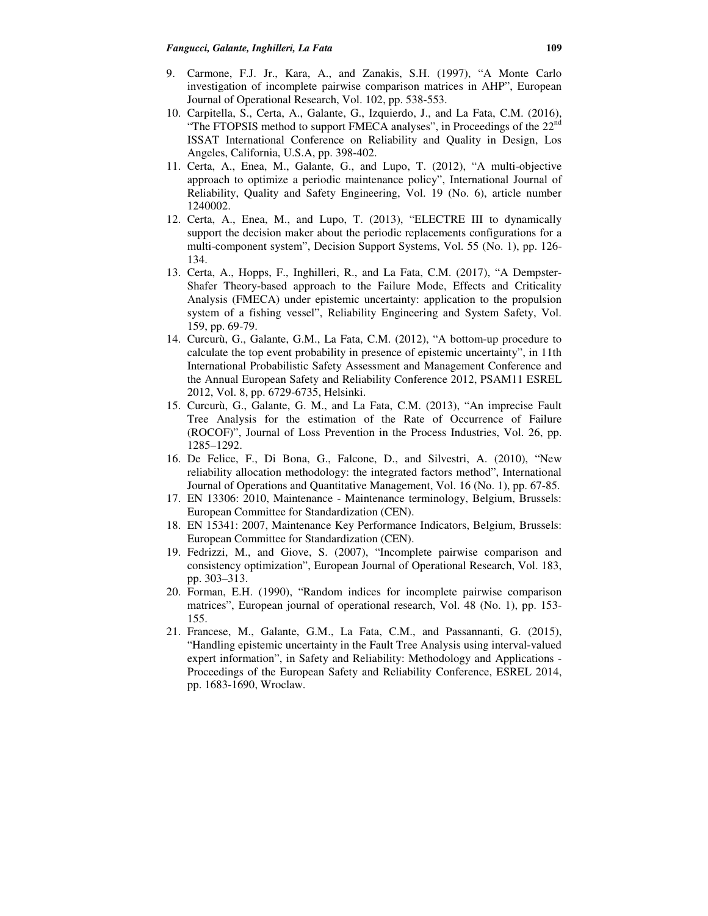9. Carmone, F.J. Jr., Kara, A., and Zanakis, S.H. (1997), "A Monte Carlo investigation of incomplete pairwise comparison matrices in AHP", European Journal of Operational Research, Vol. 102, pp. 538-553.
10. Carpitella, S., Certa, A., Galante, G., Izquierdo, J., and La Fata, C.M. (2016), "The FTOPSIS method to support FMECA analyses", in Proceedings of the 22nd ISSAT International Conference on Reliability and Quality in Design, Los Angeles, California, U.S.A, pp. 398-402.
11. Certa, A., Enea, M., Galante, G., and Lupo, T. (2012), "A multi-objective approach to optimize a periodic maintenance policy", International Journal of Reliability, Quality and Safety Engineering, Vol. 19 (No. 6), article number 1240002.
12. Certa, A., Enea, M., and Lupo, T. (2013), "ELECTRE III to dynamically support the decision maker about the periodic replacements configurations for a multi-component system", Decision Support Systems, Vol. 55 (No. 1), pp. 126-134.
13. Certa, A., Hopps, F., Inghilleri, R., and La Fata, C.M. (2017), "A Dempster-Shafer Theory-based approach to the Failure Mode, Effects and Criticality Analysis (FMECA) under epistemic uncertainty: application to the propulsion system of a fishing vessel", Reliability Engineering and System Safety, Vol. 159, pp. 69-79.
14. Curcurù, G., Galante, G.M., La Fata, C.M. (2012), "A bottom-up procedure to calculate the top event probability in presence of epistemic uncertainty", in 11th International Probabilistic Safety Assessment and Management Conference and the Annual European Safety and Reliability Conference 2012, PSAM11 ESREL 2012, Vol. 8, pp. 6729-6735, Helsinki.
15. Curcurù, G., Galante, G. M., and La Fata, C.M. (2013), "An imprecise Fault Tree Analysis for the estimation of the Rate of Occurrence of Failure (ROCOF)", Journal of Loss Prevention in the Process Industries, Vol. 26, pp. 1285–1292.
16. De Felice, F., Di Bona, G., Falcone, D., and Silvestri, A. (2010), "New reliability allocation methodology: the integrated factors method", International Journal of Operations and Quantitative Management, Vol. 16 (No. 1), pp. 67-85.
17. EN 13306: 2010, Maintenance - Maintenance terminology, Belgium, Brussels: European Committee for Standardization (CEN).
18. EN 15341: 2007, Maintenance Key Performance Indicators, Belgium, Brussels: European Committee for Standardization (CEN).
19. Fedrizzi, M., and Giove, S. (2007), "Incomplete pairwise comparison and consistency optimization", European Journal of Operational Research, Vol. 183, pp. 303–313.
20. Forman, E.H. (1990), "Random indices for incomplete pairwise comparison matrices", European journal of operational research, Vol. 48 (No. 1), pp. 153-155.
21. Francese, M., Galante, G.M., La Fata, C.M., and Passannanti, G. (2015), "Handling epistemic uncertainty in the Fault Tree Analysis using interval-valued expert information", in Safety and Reliability: Methodology and Applications - Proceedings of the European Safety and Reliability Conference, ESREL 2014, pp. 1683-1690, Wroclaw.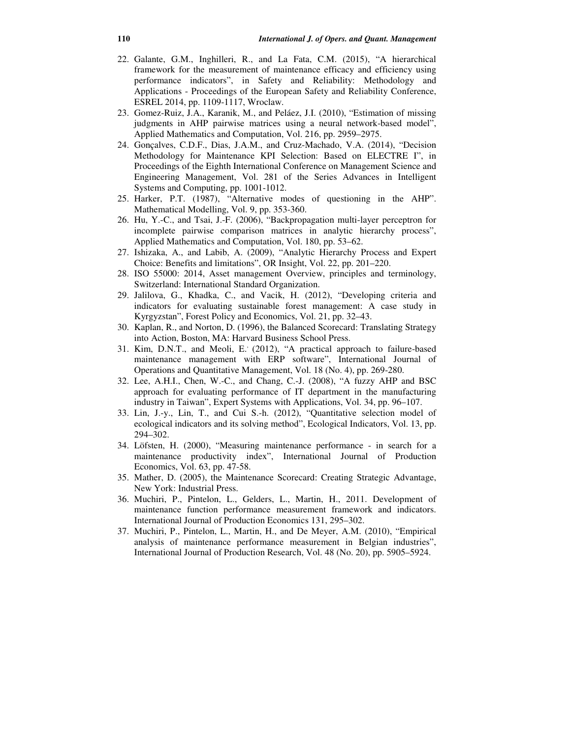22. Galante, G.M., Inghilleri, R., and La Fata, C.M. (2015), "A hierarchical framework for the measurement of maintenance efficacy and efficiency using performance indicators", in Safety and Reliability: Methodology and Applications - Proceedings of the European Safety and Reliability Conference, ESREL 2014, pp. 1109-1117, Wroclaw.
23. Gomez-Ruiz, J.A., Karanik, M., and Peláez, J.I. (2010), "Estimation of missing judgments in AHP pairwise matrices using a neural network-based model", Applied Mathematics and Computation, Vol. 216, pp. 2959–2975.
24. Gonçalves, C.D.F., Dias, J.A.M., and Cruz-Machado, V.A. (2014), "Decision Methodology for Maintenance KPI Selection: Based on ELECTRE I", in Proceedings of the Eighth International Conference on Management Science and Engineering Management, Vol. 281 of the Series Advances in Intelligent Systems and Computing, pp. 1001-1012.
25. Harker, P.T. (1987), "Alternative modes of questioning in the AHP". Mathematical Modelling, Vol. 9, pp. 353-360.
26. Hu, Y.-C., and Tsai, J.-F. (2006), "Backpropagation multi-layer perceptron for incomplete pairwise comparison matrices in analytic hierarchy process", Applied Mathematics and Computation, Vol. 180, pp. 53–62.
27. Ishizaka, A., and Labib, A. (2009), "Analytic Hierarchy Process and Expert Choice: Benefits and limitations", OR Insight, Vol. 22, pp. 201–220.
28. ISO 55000: 2014, Asset management Overview, principles and terminology, Switzerland: International Standard Organization.
29. Jalilova, G., Khadka, C., and Vacik, H. (2012), "Developing criteria and indicators for evaluating sustainable forest management: A case study in Kyrgyzstan", Forest Policy and Economics, Vol. 21, pp. 32–43.
30. Kaplan, R., and Norton, D. (1996), the Balanced Scorecard: Translating Strategy into Action, Boston, MA: Harvard Business School Press.
31. Kim, D.N.T., and Meoli, E.˙ (2012), "A practical approach to failure-based maintenance management with ERP software", International Journal of Operations and Quantitative Management, Vol. 18 (No. 4), pp. 269-280.
32. Lee, A.H.I., Chen, W.-C., and Chang, C.-J. (2008), "A fuzzy AHP and BSC approach for evaluating performance of IT department in the manufacturing industry in Taiwan", Expert Systems with Applications, Vol. 34, pp. 96–107.
33. Lin, J.-y., Lin, T., and Cui S.-h. (2012), "Quantitative selection model of ecological indicators and its solving method", Ecological Indicators, Vol. 13, pp. 294–302.
34. Löfsten, H. (2000), "Measuring maintenance performance - in search for a maintenance productivity index", International Journal of Production Economics, Vol. 63, pp. 47-58.
35. Mather, D. (2005), the Maintenance Scorecard: Creating Strategic Advantage, New York: Industrial Press.
36. Muchiri, P., Pintelon, L., Gelders, L., Martin, H., 2011. Development of maintenance function performance measurement framework and indicators. International Journal of Production Economics 131, 295–302.
37. Muchiri, P., Pintelon, L., Martin, H., and De Meyer, A.M. (2010), "Empirical analysis of maintenance performance measurement in Belgian industries", International Journal of Production Research, Vol. 48 (No. 20), pp. 5905–5924.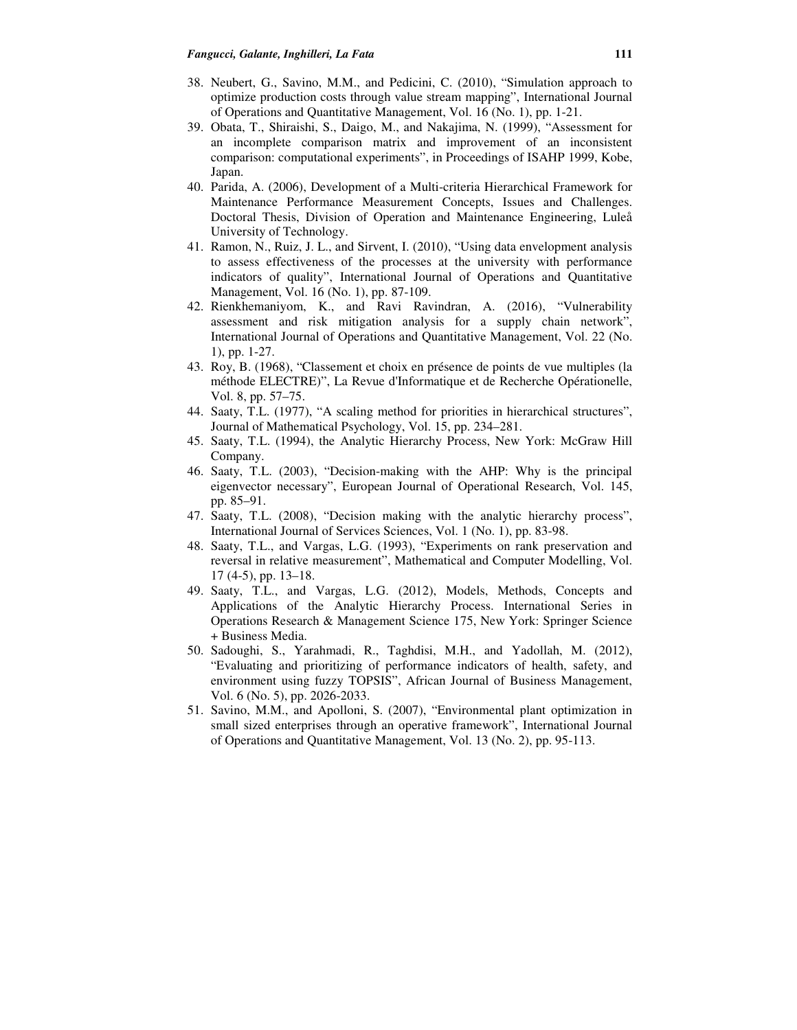38. Neubert, G., Savino, M.M., and Pedicini, C. (2010), "Simulation approach to optimize production costs through value stream mapping", International Journal of Operations and Quantitative Management, Vol. 16 (No. 1), pp. 1-21.
39. Obata, T., Shiraishi, S., Daigo, M., and Nakajima, N. (1999), "Assessment for an incomplete comparison matrix and improvement of an inconsistent comparison: computational experiments", in Proceedings of ISAHP 1999, Kobe, Japan.
40. Parida, A. (2006), Development of a Multi-criteria Hierarchical Framework for Maintenance Performance Measurement Concepts, Issues and Challenges. Doctoral Thesis, Division of Operation and Maintenance Engineering, Luleå University of Technology.
41. Ramon, N., Ruiz, J. L., and Sirvent, I. (2010), "Using data envelopment analysis to assess effectiveness of the processes at the university with performance indicators of quality", International Journal of Operations and Quantitative Management, Vol. 16 (No. 1), pp. 87-109.
42. Rienkhemaniyom, K., and Ravi Ravindran, A. (2016), "Vulnerability assessment and risk mitigation analysis for a supply chain network", International Journal of Operations and Quantitative Management, Vol. 22 (No. 1), pp. 1-27.
43. Roy, B. (1968), "Classement et choix en présence de points de vue multiples (la méthode ELECTRE)", La Revue d'Informatique et de Recherche Opérationelle, Vol. 8, pp. 57–75.
44. Saaty, T.L. (1977), "A scaling method for priorities in hierarchical structures", Journal of Mathematical Psychology, Vol. 15, pp. 234–281.
45. Saaty, T.L. (1994), the Analytic Hierarchy Process, New York: McGraw Hill Company.
46. Saaty, T.L. (2003), "Decision-making with the AHP: Why is the principal eigenvector necessary", European Journal of Operational Research, Vol. 145, pp. 85–91.
47. Saaty, T.L. (2008), "Decision making with the analytic hierarchy process", International Journal of Services Sciences, Vol. 1 (No. 1), pp. 83-98.
48. Saaty, T.L., and Vargas, L.G. (1993), "Experiments on rank preservation and reversal in relative measurement", Mathematical and Computer Modelling, Vol. 17 (4-5), pp. 13–18.
49. Saaty, T.L., and Vargas, L.G. (2012), Models, Methods, Concepts and Applications of the Analytic Hierarchy Process. International Series in Operations Research & Management Science 175, New York: Springer Science + Business Media.
50. Sadoughi, S., Yarahmadi, R., Taghdisi, M.H., and Yadollah, M. (2012), "Evaluating and prioritizing of performance indicators of health, safety, and environment using fuzzy TOPSIS", African Journal of Business Management, Vol. 6 (No. 5), pp. 2026-2033.
51. Savino, M.M., and Apolloni, S. (2007), "Environmental plant optimization in small sized enterprises through an operative framework", International Journal of Operations and Quantitative Management, Vol. 13 (No. 2), pp. 95-113.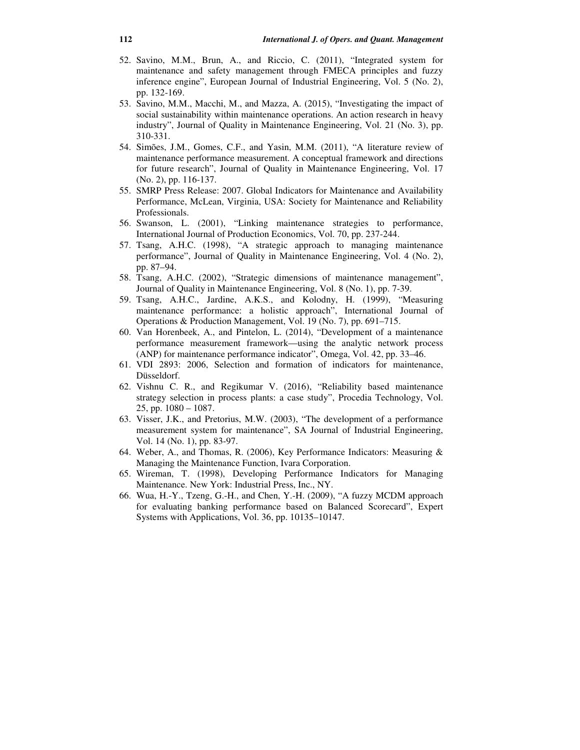52. Savino, M.M., Brun, A., and Riccio, C. (2011), "Integrated system for maintenance and safety management through FMECA principles and fuzzy inference engine", European Journal of Industrial Engineering, Vol. 5 (No. 2), pp. 132-169.
53. Savino, M.M., Macchi, M., and Mazza, A. (2015), "Investigating the impact of social sustainability within maintenance operations. An action research in heavy industry", Journal of Quality in Maintenance Engineering, Vol. 21 (No. 3), pp. 310-331.
54. Simões, J.M., Gomes, C.F., and Yasin, M.M. (2011), "A literature review of maintenance performance measurement. A conceptual framework and directions for future research", Journal of Quality in Maintenance Engineering, Vol. 17 (No. 2), pp. 116-137.
55. SMRP Press Release: 2007. Global Indicators for Maintenance and Availability Performance, McLean, Virginia, USA: Society for Maintenance and Reliability Professionals.
56. Swanson, L. (2001), "Linking maintenance strategies to performance, International Journal of Production Economics, Vol. 70, pp. 237-244.
57. Tsang, A.H.C. (1998), "A strategic approach to managing maintenance performance", Journal of Quality in Maintenance Engineering, Vol. 4 (No. 2), pp. 87–94.
58. Tsang, A.H.C. (2002), "Strategic dimensions of maintenance management", Journal of Quality in Maintenance Engineering, Vol. 8 (No. 1), pp. 7-39.
59. Tsang, A.H.C., Jardine, A.K.S., and Kolodny, H. (1999), "Measuring maintenance performance: a holistic approach", International Journal of Operations & Production Management, Vol. 19 (No. 7), pp. 691–715.
60. Van Horenbeek, A., and Pintelon, L. (2014), "Development of a maintenance performance measurement framework—using the analytic network process (ANP) for maintenance performance indicator", Omega, Vol. 42, pp. 33–46.
61. VDI 2893: 2006, Selection and formation of indicators for maintenance, Düsseldorf.
62. Vishnu C. R., and Regikumar V. (2016), "Reliability based maintenance strategy selection in process plants: a case study", Procedia Technology, Vol. 25, pp. 1080 – 1087.
63. Visser, J.K., and Pretorius, M.W. (2003), "The development of a performance measurement system for maintenance", SA Journal of Industrial Engineering, Vol. 14 (No. 1), pp. 83-97.
64. Weber, A., and Thomas, R. (2006), Key Performance Indicators: Measuring & Managing the Maintenance Function, Ivara Corporation.
65. Wireman, T. (1998), Developing Performance Indicators for Managing Maintenance. New York: Industrial Press, Inc., NY.
66. Wua, H.-Y., Tzeng, G.-H., and Chen, Y.-H. (2009), "A fuzzy MCDM approach for evaluating banking performance based on Balanced Scorecard", Expert Systems with Applications, Vol. 36, pp. 10135–10147.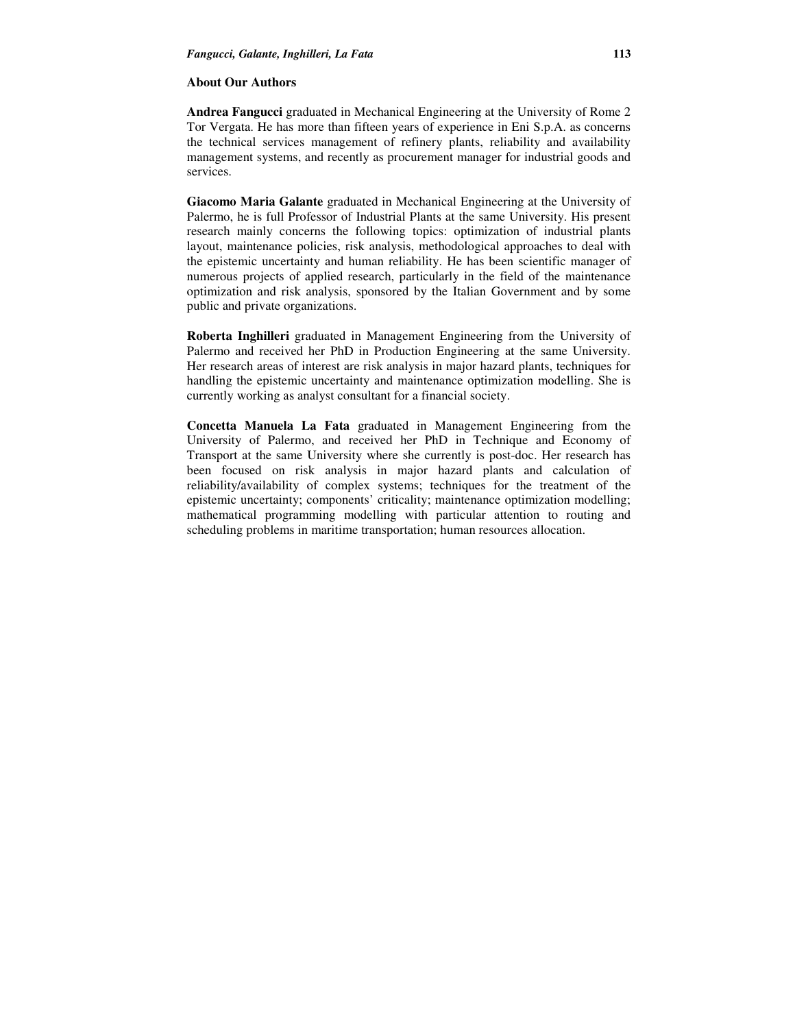## About Our Authors

**Andrea Fangucci** graduated in Mechanical Engineering at the University of Rome 2 Tor Vergata. He has more than fifteen years of experience in Eni S.p.A. as concerns the technical services management of refinery plants, reliability and availability management systems, and recently as procurement manager for industrial goods and services.

**Giacomo Maria Galante** graduated in Mechanical Engineering at the University of Palermo, he is full Professor of Industrial Plants at the same University. His present research mainly concerns the following topics: optimization of industrial plants layout, maintenance policies, risk analysis, methodological approaches to deal with the epistemic uncertainty and human reliability. He has been scientific manager of numerous projects of applied research, particularly in the field of the maintenance optimization and risk analysis, sponsored by the Italian Government and by some public and private organizations.

**Roberta Inghilleri** graduated in Management Engineering from the University of Palermo and received her PhD in Production Engineering at the same University. Her research areas of interest are risk analysis in major hazard plants, techniques for handling the epistemic uncertainty and maintenance optimization modelling. She is currently working as analyst consultant for a financial society.

**Concetta Manuela La Fata** graduated in Management Engineering from the University of Palermo, and received her PhD in Technique and Economy of Transport at the same University where she currently is post-doc. Her research has been focused on risk analysis in major hazard plants and calculation of reliability/availability of complex systems; techniques for the treatment of the epistemic uncertainty; components' criticality; maintenance optimization modelling; mathematical programming modelling with particular attention to routing and scheduling problems in maritime transportation; human resources allocation.